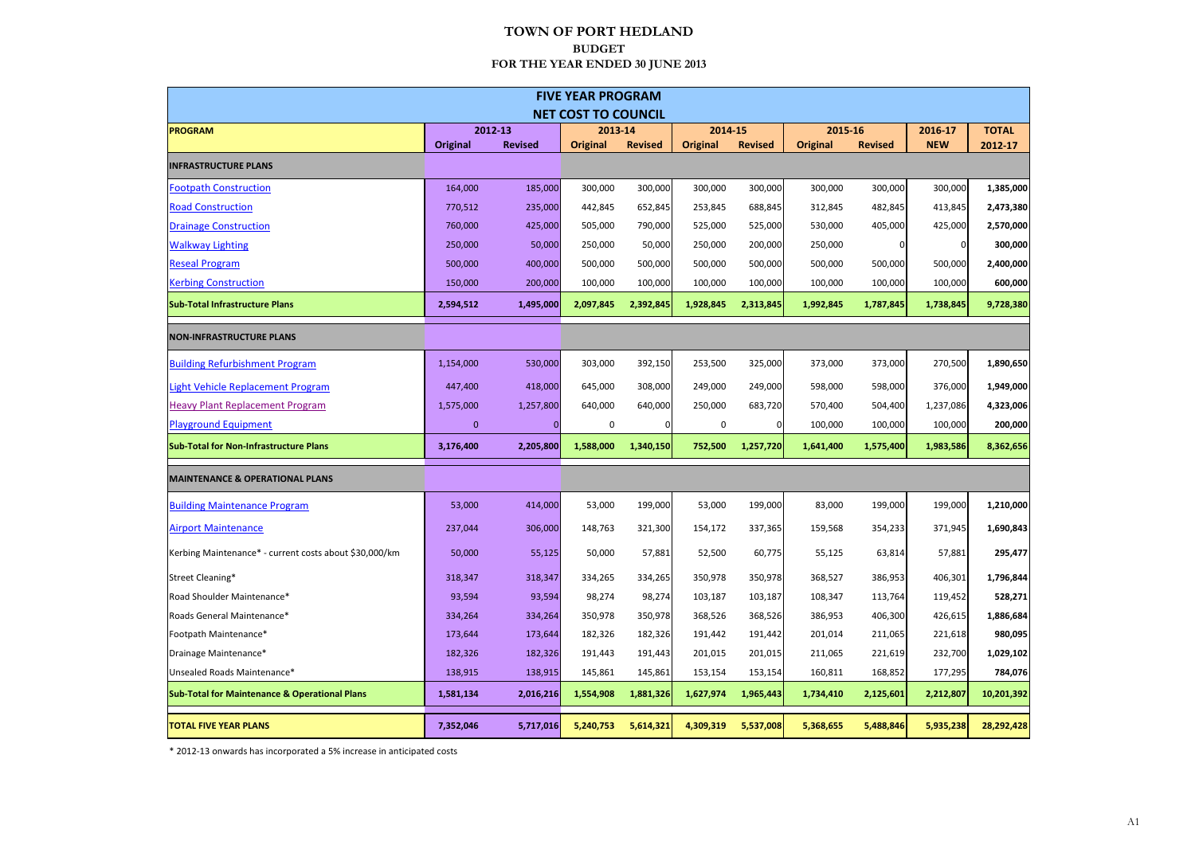# TOWN OF PORT HEDLAND

## BUDGET

## FOR THE YEAR ENDED 30 JUNE 2013

| FIVE YEAR PROGRAM NET COST TO COUNCIL | | | | | | | | | | |
|---|---|---|---|---|---|---|---|---|---|---|
| **PROGRAM** | **2012-13** | | **2013-14** | | **2014-15** | | **2015-16** | | **2016-17** | **TOTAL** |
| | **Original** | **Revised** | **Original** | **Revised** | **Original** | **Revised** | **Original** | **Revised** | **NEW** | **2012-17** |
| **INFRASTRUCTURE PLANS** | | | | | | | | | | |
| Footpath Construction | 164,000 | 185,000 | 300,000 | 300,000 | 300,000 | 300,000 | 300,000 | 300,000 | 300,000 | **1,385,000** |
| Road Construction | 770,512 | 235,000 | 442,845 | 652,845 | 253,845 | 688,845 | 312,845 | 482,845 | 413,845 | **2,473,380** |
| Drainage Construction | 760,000 | 425,000 | 505,000 | 790,000 | 525,000 | 525,000 | 530,000 | 405,000 | 425,000 | **2,570,000** |
| Walkway Lighting | 250,000 | 50,000 | 250,000 | 50,000 | 250,000 | 200,000 | 250,000 | 0 | 0 | **300,000** |
| Reseal Program | 500,000 | 400,000 | 500,000 | 500,000 | 500,000 | 500,000 | 500,000 | 500,000 | 500,000 | **2,400,000** |
| Kerbing Construction | 150,000 | 200,000 | 100,000 | 100,000 | 100,000 | 100,000 | 100,000 | 100,000 | 100,000 | **600,000** |
| **Sub-Total Infrastructure Plans** | **2,594,512** | **1,495,000** | **2,097,845** | **2,392,845** | **1,928,845** | **2,313,845** | **1,992,845** | **1,787,845** | **1,738,845** | **9,728,380** |
| **NON-INFRASTRUCTURE PLANS** | | | | | | | | | | |
| Building Refurbishment Program | 1,154,000 | 530,000 | 303,000 | 392,150 | 253,500 | 325,000 | 373,000 | 373,000 | 270,500 | **1,890,650** |
| Light Vehicle Replacement Program | 447,400 | 418,000 | 645,000 | 308,000 | 249,000 | 249,000 | 598,000 | 598,000 | 376,000 | **1,949,000** |
| Heavy Plant Replacement Program | 1,575,000 | 1,257,800 | 640,000 | 640,000 | 250,000 | 683,720 | 570,400 | 504,400 | 1,237,086 | **4,323,006** |
| Playground Equipment | 0 | 0 | 0 | 0 | 0 | 0 | 100,000 | 100,000 | 100,000 | **200,000** |
| **Sub-Total for Non-Infrastructure Plans** | **3,176,400** | **2,205,800** | **1,588,000** | **1,340,150** | **752,500** | **1,257,720** | **1,641,400** | **1,575,400** | **1,983,586** | **8,362,656** |
| **MAINTENANCE & OPERATIONAL PLANS** | | | | | | | | | | |
| Building Maintenance Program | 53,000 | 414,000 | 53,000 | 199,000 | 53,000 | 199,000 | 83,000 | 199,000 | 199,000 | **1,210,000** |
| Airport Maintenance | 237,044 | 306,000 | 148,763 | 321,300 | 154,172 | 337,365 | 159,568 | 354,233 | 371,945 | **1,690,843** |
| Kerbing Maintenance* - current costs about $30,000/km | 50,000 | 55,125 | 50,000 | 57,881 | 52,500 | 60,775 | 55,125 | 63,814 | 57,881 | **295,477** |
| Street Cleaning* | 318,347 | 318,347 | 334,265 | 334,265 | 350,978 | 350,978 | 368,527 | 386,953 | 406,301 | **1,796,844** |
| Road Shoulder Maintenance* | 93,594 | 93,594 | 98,274 | 98,274 | 103,187 | 103,187 | 108,347 | 113,764 | 119,452 | **528,271** |
| Roads General Maintenance* | 334,264 | 334,264 | 350,978 | 350,978 | 368,526 | 368,526 | 386,953 | 406,300 | 426,615 | **1,886,684** |
| Footpath Maintenance* | 173,644 | 173,644 | 182,326 | 182,326 | 191,442 | 191,442 | 201,014 | 211,065 | 221,618 | **980,095** |
| Drainage Maintenance* | 182,326 | 182,326 | 191,443 | 191,443 | 201,015 | 201,015 | 211,065 | 221,619 | 232,700 | **1,029,102** |
| Unsealed Roads Maintenance* | 138,915 | 138,915 | 145,861 | 145,861 | 153,154 | 153,154 | 160,811 | 168,852 | 177,295 | **784,076** |
| **Sub-Total for Maintenance & Operational Plans** | **1,581,134** | **2,016,216** | **1,554,908** | **1,881,326** | **1,627,974** | **1,965,443** | **1,734,410** | **2,125,601** | **2,212,807** | **10,201,392** |
| **TOTAL FIVE YEAR PLANS** | **7,352,046** | **5,717,016** | **5,240,753** | **5,614,321** | **4,309,319** | **5,537,008** | **5,368,655** | **5,488,846** | **5,935,238** | **28,292,428** |

* 2012-13 onwards has incorporated a 5% increase in anticipated costs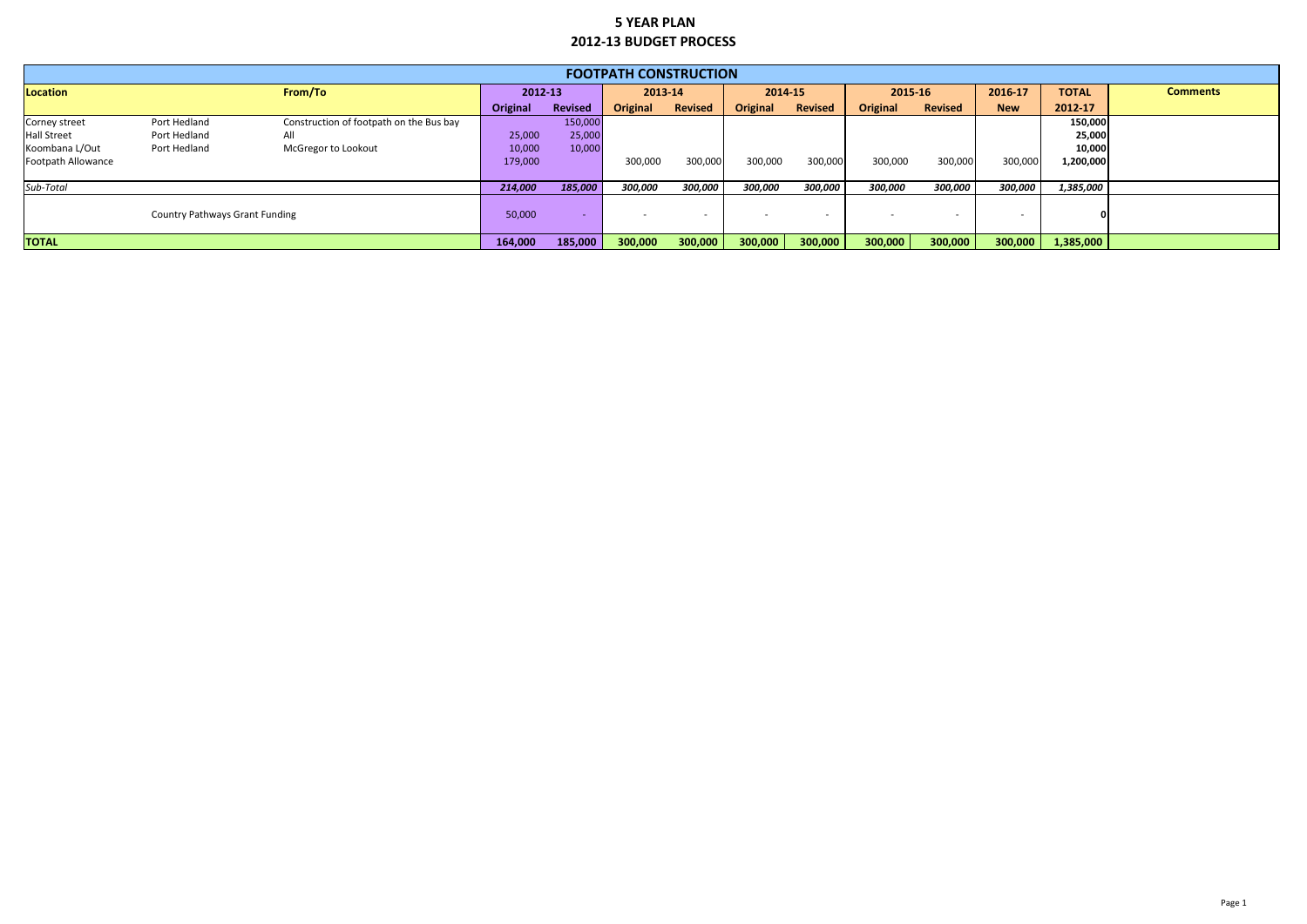# 5 YEAR PLAN
## 2012-13 BUDGET PROCESS

| FOOTPATH CONSTRUCTION | | | | | | | | | | | | | |
|---|---|---|---|---|---|---|---|---|---|---|---|---|---|
| **Location** | | **From/To** | **2012-13** | | **2013-14** | | **2014-15** | | **2015-16** | | **2016-17** | **TOTAL** | **Comments** |
| | | | **Original** | **Revised** | **Original** | **Revised** | **Original** | **Revised** | **Original** | **Revised** | **New** | **2012-17** | |
| Corney street | Port Hedland | Construction of footpath on the Bus bay | | 150,000 | | | | | | | | **150,000** | |
| Hall Street | Port Hedland | All | 25,000 | 25,000 | | | | | | | | **25,000** | |
| Koombana L/Out | Port Hedland | McGregor to Lookout | 10,000 | 10,000 | | | | | | | | **10,000** | |
| Footpath Allowance | | | 179,000 | | 300,000 | 300,000 | 300,000 | 300,000 | 300,000 | 300,000 | 300,000 | **1,200,000** | |
| *Sub-Total* | | | ***214,000*** | ***185,000*** | ***300,000*** | ***300,000*** | ***300,000*** | ***300,000*** | ***300,000*** | ***300,000*** | ***300,000*** | ***1,385,000*** | |
| | Country Pathways Grant Funding | | 50,000 | - | - | - | - | - | - | - | - | **0** | |
| **TOTAL** | | | **164,000** | **185,000** | **300,000** | **300,000** | **300,000** | **300,000** | **300,000** | **300,000** | **300,000** | **1,385,000** | |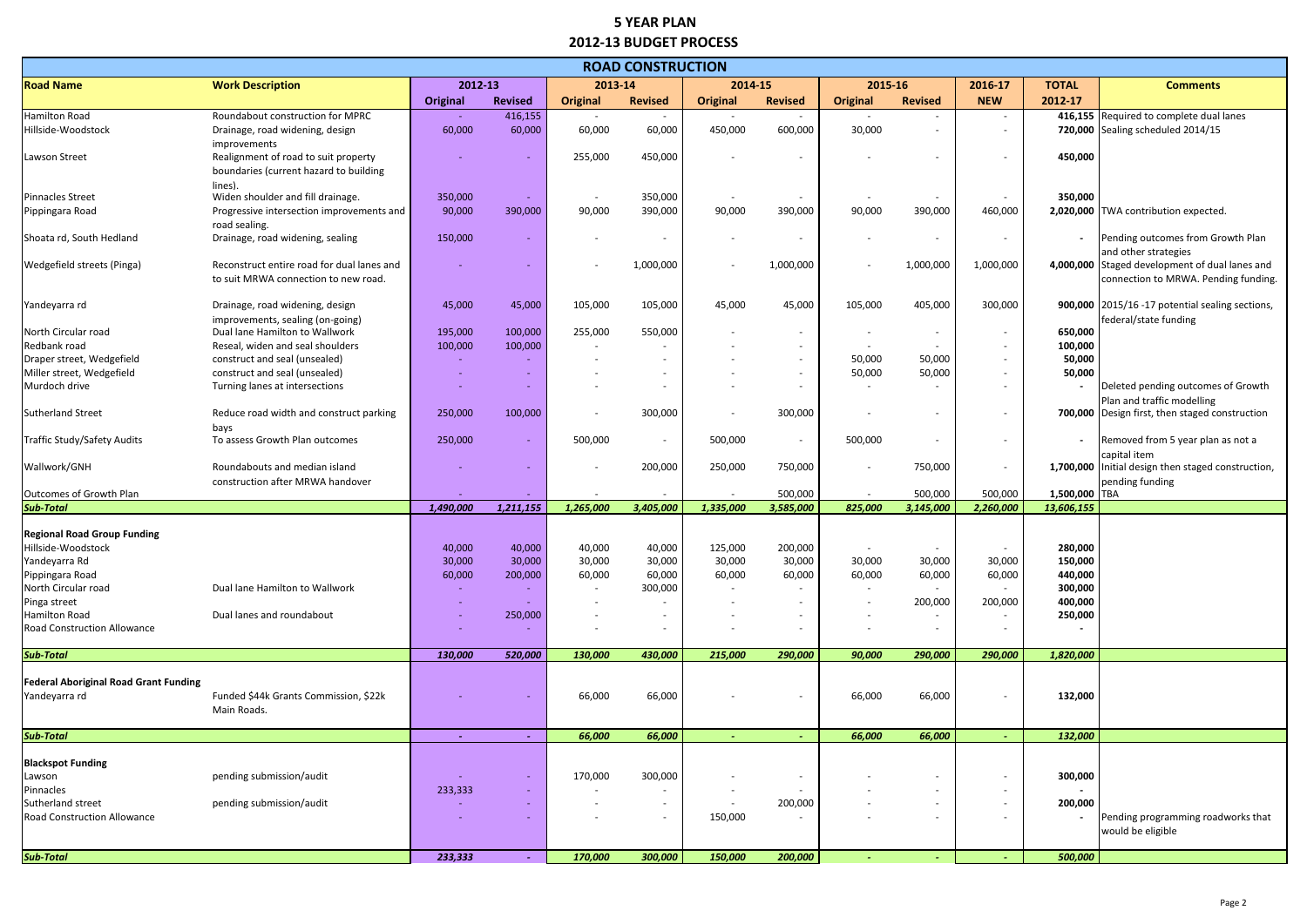# 5 YEAR PLAN

## 2012-13 BUDGET PROCESS

| ROAD CONSTRUCTION | | | | | | | | | | | | |
|---|---|---|---|---|---|---|---|---|---|---|---|---|
| **Road Name** | **Work Description** | **2012-13** | | **2013-14** | | **2014-15** | | **2015-16** | | **2016-17** | **TOTAL** | **Comments** |
| | | **Original** | **Revised** | **Original** | **Revised** | **Original** | **Revised** | **Original** | **Revised** | **NEW** | **2012-17** | |
| Hamilton Road | Roundabout construction for MPRC | - | 416,155 | - | - | - | - | - | - | - | **416,155** | Required to complete dual lanes |
| Hillside-Woodstock | Drainage, road widening, design improvements | 60,000 | 60,000 | 60,000 | 60,000 | 450,000 | 600,000 | 30,000 | - | - | **720,000** | Sealing scheduled 2014/15 |
| Lawson Street | Realignment of road to suit property boundaries (current hazard to building lines). | - | - | 255,000 | 450,000 | - | - | - | - | - | **450,000** | |
| Pinnacles Street | Widen shoulder and fill drainage. | 350,000 | - | - | 350,000 | - | - | - | - | - | **350,000** | |
| Pippingara Road | Progressive intersection improvements and road sealing. | 90,000 | 390,000 | 90,000 | 390,000 | 90,000 | 390,000 | 90,000 | 390,000 | 460,000 | **2,020,000** | TWA contribution expected. |
| Shoata rd, South Hedland | Drainage, road widening, sealing | 150,000 | - | - | - | - | - | - | - | - | **-** | Pending outcomes from Growth Plan and other strategies |
| Wedgefield streets (Pinga) | Reconstruct entire road for dual lanes and to suit MRWA connection to new road. | - | - | - | 1,000,000 | - | 1,000,000 | - | 1,000,000 | 1,000,000 | **4,000,000** | Staged development of dual lanes and connection to MRWA. Pending funding. |
| Yandeyarra rd | Drainage, road widening, design improvements, sealing (on-going) | 45,000 | 45,000 | 105,000 | 105,000 | 45,000 | 45,000 | 105,000 | 405,000 | 300,000 | **900,000** | 2015/16 -17 potential sealing sections, federal/state funding |
| North Circular road | Dual lane Hamilton to Wallwork | 195,000 | 100,000 | 255,000 | 550,000 | - | - | - | - | - | **650,000** | |
| Redbank road | Reseal, widen and seal shoulders | 100,000 | 100,000 | - | - | - | - | - | - | - | **100,000** | |
| Draper street, Wedgefield | construct and seal (unsealed) | - | - | - | - | - | - | 50,000 | 50,000 | - | **50,000** | |
| Miller street, Wedgefield | construct and seal (unsealed) | - | - | - | - | - | - | 50,000 | 50,000 | - | **50,000** | |
| Murdoch drive | Turning lanes at intersections | - | - | - | - | - | - | - | - | - | **-** | Deleted pending outcomes of Growth Plan and traffic modelling |
| Sutherland Street | Reduce road width and construct parking bays | 250,000 | 100,000 | - | 300,000 | - | 300,000 | - | - | - | **700,000** | Design first, then staged construction |
| Traffic Study/Safety Audits | To assess Growth Plan outcomes | 250,000 | - | 500,000 | - | 500,000 | - | 500,000 | - | - | **-** | Removed from 5 year plan as not a capital item |
| Wallwork/GNH | Roundabouts and median island construction after MRWA handover | - | - | - | 200,000 | 250,000 | 750,000 | - | 750,000 | - | **1,700,000** | Initial design then staged construction, pending funding |
| Outcomes of Growth Plan | | - | - | - | - | - | 500,000 | - | 500,000 | 500,000 | **1,500,000** | TBA |
| ***Sub-Total*** | | ***1,490,000*** | ***1,211,155*** | ***1,265,000*** | ***3,405,000*** | ***1,335,000*** | ***3,585,000*** | ***825,000*** | ***3,145,000*** | ***2,260,000*** | ***13,606,155*** | |
| **Regional Road Group Funding** | | | | | | | | | | | | |
| Hillside-Woodstock | | 40,000 | 40,000 | 40,000 | 40,000 | 125,000 | 200,000 | - | - | - | **280,000** | |
| Yandeyarra Rd | | 30,000 | 30,000 | 30,000 | 30,000 | 30,000 | 30,000 | 30,000 | 30,000 | 30,000 | **150,000** | |
| Pippingara Road | | 60,000 | 200,000 | 60,000 | 60,000 | 60,000 | 60,000 | 60,000 | 60,000 | 60,000 | **440,000** | |
| North Circular road | Dual lane Hamilton to Wallwork | - | - | - | 300,000 | - | - | - | - | - | **300,000** | |
| Pinga street | | - | - | - | - | - | - | - | 200,000 | 200,000 | **400,000** | |
| Hamilton Road | Dual lanes and roundabout | - | 250,000 | - | - | - | - | - | - | - | **250,000** | |
| Road Construction Allowance | | - | - | - | - | - | - | - | - | - | **-** | |
| ***Sub-Total*** | | ***130,000*** | ***520,000*** | ***130,000*** | ***430,000*** | ***215,000*** | ***290,000*** | ***90,000*** | ***290,000*** | ***290,000*** | ***1,820,000*** | |
| **Federal Aboriginal Road Grant Funding** | | | | | | | | | | | | |
| Yandeyarra rd | Funded $44k Grants Commission, $22k Main Roads. | - | - | 66,000 | 66,000 | - | - | 66,000 | 66,000 | - | **132,000** | |
| ***Sub-Total*** | | ***-*** | ***-*** | ***66,000*** | ***66,000*** | ***-*** | ***-*** | ***66,000*** | ***66,000*** | ***-*** | ***132,000*** | |
| **Blackspot Funding** | | | | | | | | | | | | |
| Lawson | pending submission/audit | - | - | 170,000 | 300,000 | - | - | - | - | - | **300,000** | |
| Pinnacles | | 233,333 | - | - | - | - | - | - | - | - | **-** | |
| Sutherland street | pending submission/audit | - | - | - | - | - | 200,000 | - | - | - | **200,000** | |
| Road Construction Allowance | | - | - | - | - | 150,000 | - | - | - | - | **-** | Pending programming roadworks that would be eligible |
| ***Sub-Total*** | | ***233,333*** | ***-*** | ***170,000*** | ***300,000*** | ***150,000*** | ***200,000*** | ***-*** | ***-*** | ***-*** | ***500,000*** | |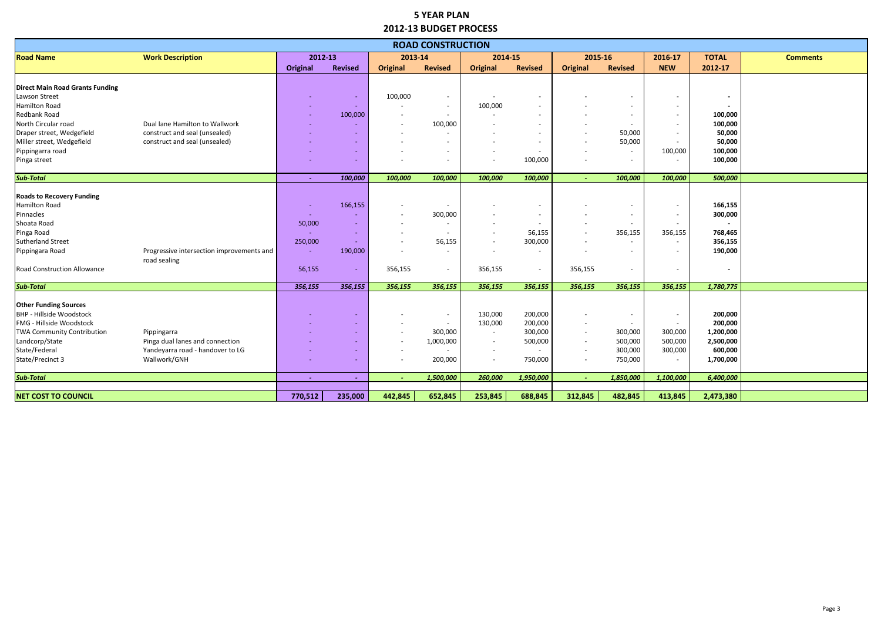# 5 YEAR PLAN

## 2012-13 BUDGET PROCESS

| ROAD CONSTRUCTION | | | | | | | | | | | | |
|---|---|---|---|---|---|---|---|---|---|---|---|---|
| **Road Name** | **Work Description** | **2012-13** | | **2013-14** | | **2014-15** | | **2015-16** | | **2016-17** | **TOTAL** | **Comments** |
| | | **Original** | **Revised** | **Original** | **Revised** | **Original** | **Revised** | **Original** | **Revised** | **NEW** | **2012-17** | |
| **Direct Main Road Grants Funding** | | | | | | | | | | | | |
| Lawson Street | | - | - | 100,000 | - | - | - | - | - | - | - | |
| Hamilton Road | | - | - | - | - | 100,000 | - | - | - | - | - | |
| Redbank Road | | - | 100,000 | - | - | - | - | - | - | - | 100,000 | |
| North Circular road | Dual lane Hamilton to Wallwork | - | - | - | 100,000 | - | - | - | - | - | 100,000 | |
| Draper street, Wedgefield | construct and seal (unsealed) | - | - | - | - | - | - | - | 50,000 | - | 50,000 | |
| Miller street, Wedgefield | construct and seal (unsealed) | - | - | - | - | - | - | - | 50,000 | - | 50,000 | |
| Pippingarra road | | - | - | - | - | - | - | - | - | 100,000 | 100,000 | |
| Pinga street | | - | - | - | - | - | 100,000 | - | - | - | 100,000 | |
| ***Sub-Total*** | | ***-*** | ***100,000*** | ***100,000*** | ***100,000*** | ***100,000*** | ***100,000*** | ***-*** | ***100,000*** | ***100,000*** | ***500,000*** | |
| **Roads to Recovery Funding** | | | | | | | | | | | | |
| Hamilton Road | | - | 166,155 | - | - | - | - | - | - | - | 166,155 | |
| Pinnacles | | - | - | - | 300,000 | - | - | - | - | - | 300,000 | |
| Shoata Road | | 50,000 | - | - | - | - | - | - | - | - | - | |
| Pinga Road | | - | - | - | - | - | 56,155 | - | 356,155 | 356,155 | 768,465 | |
| Sutherland Street | | 250,000 | - | - | 56,155 | - | 300,000 | - | - | - | 356,155 | |
| Pippingara Road | Progressive intersection improvements and road sealing | - | 190,000 | - | - | - | - | - | - | - | 190,000 | |
| Road Construction Allowance | | 56,155 | - | 356,155 | - | 356,155 | - | 356,155 | - | - | - | |
| ***Sub-Total*** | | ***356,155*** | ***356,155*** | ***356,155*** | ***356,155*** | ***356,155*** | ***356,155*** | ***356,155*** | ***356,155*** | ***356,155*** | ***1,780,775*** | |
| **Other Funding Sources** | | | | | | | | | | | | |
| BHP - Hillside Woodstock | | - | - | - | - | 130,000 | 200,000 | - | - | - | 200,000 | |
| FMG - Hillside Woodstock | | - | - | - | - | 130,000 | 200,000 | - | - | - | 200,000 | |
| TWA Community Contribution | Pippingarra | - | - | - | 300,000 | - | 300,000 | - | 300,000 | 300,000 | 1,200,000 | |
| Landcorp/State | Pinga dual lanes and connection | - | - | - | 1,000,000 | - | 500,000 | - | 500,000 | 500,000 | 2,500,000 | |
| State/Federal | Yandeyarra road - handover to LG | - | - | - | - | - | - | - | 300,000 | 300,000 | 600,000 | |
| State/Precinct 3 | Wallwork/GNH | - | - | - | 200,000 | - | 750,000 | - | 750,000 | - | 1,700,000 | |
| ***Sub-Total*** | | ***-*** | ***-*** | ***-*** | ***1,500,000*** | ***260,000*** | ***1,950,000*** | ***-*** | ***1,850,000*** | ***1,100,000*** | ***6,400,000*** | |
| **NET COST TO COUNCIL** | | **770,512** | **235,000** | **442,845** | **652,845** | **253,845** | **688,845** | **312,845** | **482,845** | **413,845** | **2,473,380** | |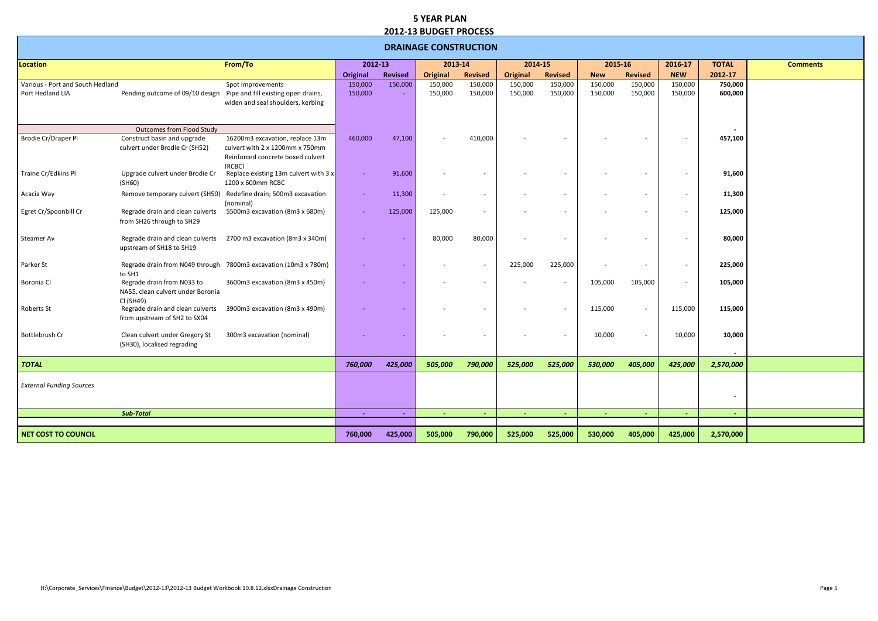# 5 YEAR PLAN

## 2012-13 BUDGET PROCESS

### DRAINAGE CONSTRUCTION

| Location | | From/To | 2012-13 | | 2013-14 | | 2014-15 | | 2015-16 | | 2016-17 | TOTAL | Comments |
|---|---|---|---|---|---|---|---|---|---|---|---|---|---|
| | | | Original | Revised | Original | Revised | Original | Revised | New | Revised | NEW | 2012-17 | |
| Various - Port and South Hedland | | Spot improvements | 150,000 | 150,000 | 150,000 | 150,000 | 150,000 | 150,000 | 150,000 | 150,000 | 150,000 | 750,000 | |
| Port Hedland LIA | Pending outcome of 09/10 design | Pipe and fill existing open drains, widen and seal shoulders, kerbing | 150,000 | - | 150,000 | 150,000 | 150,000 | 150,000 | 150,000 | 150,000 | 150,000 | 600,000 | |
| | Outcomes from Flood Study | | | | | | | | | | | - | |
| Brodie Cr/Draper Pl | Construct basin and upgrade culvert under Brodie Cr (SH52) | 16200m3 excavation, replace 13m culvert with 2 x 1200mm x 750mm Reinforced concrete boxed culvert (RCBC) | 460,000 | 47,100 | - | 410,000 | - | - | - | - | - | 457,100 | |
| Traine Cr/Edkins Pl | Upgrade culvert under Brodie Cr (SH60) | Replace existing 13m culvert with 3 x 1200 x 600mm RCBC | - | 91,600 | - | - | - | - | - | - | - | 91,600 | |
| Acacia Way | Remove temporary culvert (SH50) | Redefine drain; 500m3 excavation (nominal) | - | 11,300 | - | - | - | - | - | - | - | 11,300 | |
| Egret Cr/Spoonbill Cr | Regrade drain and clean culverts from SH26 through to SH29 | 5500m3 excavation (8m3 x 680m) | - | 125,000 | 125,000 | - | - | - | - | - | - | 125,000 | |
| Steamer Av | Regrade drain and clean culverts upstream of SH18 to SH19 | 2700 m3 excavation (8m3 x 340m) | - | - | 80,000 | 80,000 | - | - | - | - | - | 80,000 | |
| Parker St | Regrade drain from N049 through to SH1 | 7800m3 excavation (10m3 x 780m) | - | - | - | - | 225,000 | 225,000 | - | - | - | 225,000 | |
| Boronia Cl | Regrade drain from N033 to NA55, clean culvert under Boronia Cl (SH49) | 3600m3 excavation (8m3 x 450m) | - | - | - | - | - | - | 105,000 | 105,000 | - | 105,000 | |
| Roberts St | Regrade drain and clean culverts from upstream of SH2 to SX04 | 3900m3 excavation (8m3 x 490m) | - | - | - | - | - | - | 115,000 | - | 115,000 | 115,000 | |
| Bottlebrush Cr | Clean culvert under Gregory St (SH30), localised regrading | 300m3 excavation (nominal) | - | - | - | - | - | - | 10,000 | - | 10,000 | 10,000 | |
| | | | | | | | | | | | | - | |
| ***TOTAL*** | | | ***760,000*** | ***425,000*** | ***505,000*** | ***790,000*** | ***525,000*** | ***525,000*** | ***530,000*** | ***405,000*** | ***425,000*** | ***2,570,000*** | |
| *External Funding Sources* | | | | | | | | | | | | - | |
| | ***Sub-Total*** | | - | - | - | - | - | - | - | - | - | - | |
| **NET COST TO COUNCIL** | | | **760,000** | **425,000** | **505,000** | **790,000** | **525,000** | **525,000** | **530,000** | **405,000** | **425,000** | **2,570,000** | |

H:\Corporate_Services\Finance\Budget\2012-13\2012-13 Budget Workbook 10.8.12.xlsxDrainage Construction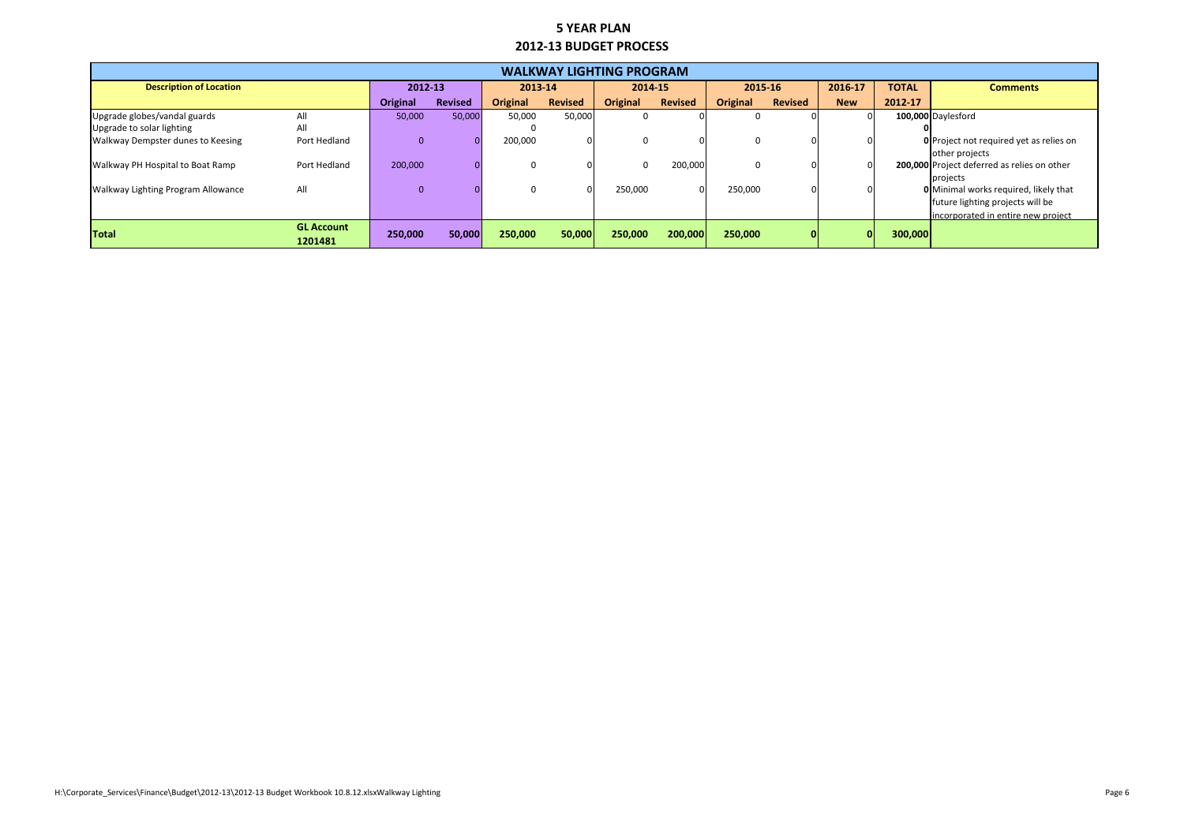# 5 YEAR PLAN

## 2012-13 BUDGET PROCESS

| WALKWAY LIGHTING PROGRAM | | | | | | | | | | | | |
|---|---|---|---|---|---|---|---|---|---|---|---|---|
| **Description of Location** | | **2012-13** | | **2013-14** | | **2014-15** | | **2015-16** | | **2016-17** | **TOTAL** | **Comments** |
| | | **Original** | **Revised** | **Original** | **Revised** | **Original** | **Revised** | **Original** | **Revised** | **New** | **2012-17** | |
| Upgrade globes/vandal guards | All | 50,000 | 50,000 | 50,000 | 50,000 | 0 | 0 | 0 | 0 | 0 | **100,000** | Daylesford |
| Upgrade to solar lighting | All | | | 0 | | | | | | | **0** | |
| Walkway Dempster dunes to Keesing | Port Hedland | 0 | 0 | 200,000 | 0 | 0 | 0 | 0 | 0 | 0 | **0** | Project not required yet as relies on other projects |
| Walkway PH Hospital to Boat Ramp | Port Hedland | 200,000 | 0 | 0 | 0 | 0 | 200,000 | 0 | 0 | 0 | **200,000** | Project deferred as relies on other projects |
| Walkway Lighting Program Allowance | All | 0 | 0 | 0 | 0 | 250,000 | 0 | 250,000 | 0 | 0 | **0** | Minimal works required, likely that future lighting projects will be incorporated in entire new project |
| **Total** | **GL Account 1201481** | **250,000** | **50,000** | **250,000** | **50,000** | **250,000** | **200,000** | **250,000** | **0** | **0** | **300,000** | |

H:\Corporate_Services\Finance\Budget\2012-13\2012-13 Budget Workbook 10.8.12.xlsxWalkway Lighting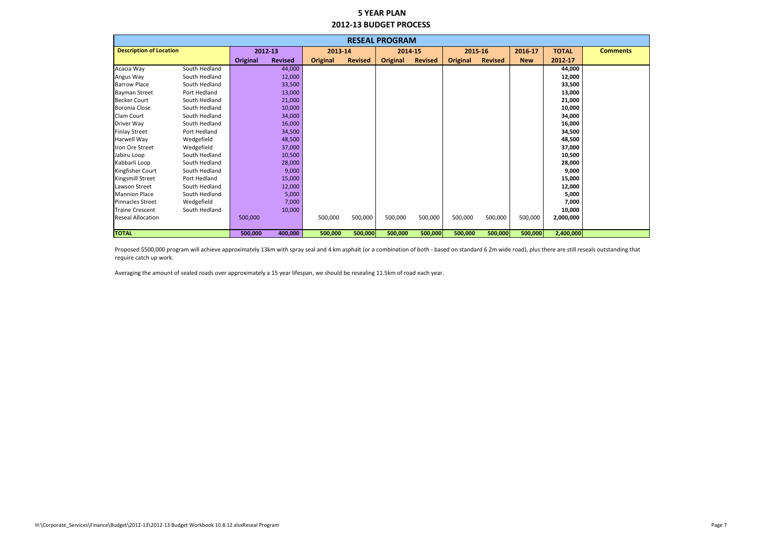# 5 YEAR PLAN

## 2012-13 BUDGET PROCESS

| RESEAL PROGRAM | | | | | | | | | | | | |
|---|---|---|---|---|---|---|---|---|---|---|---|---|
| **Description of Location** | | **2012-13** | | **2013-14** | | **2014-15** | | **2015-16** | | **2016-17** | **TOTAL** | **Comments** |
| | | **Original** | **Revised** | **Original** | **Revised** | **Original** | **Revised** | **Original** | **Revised** | **New** | **2012-17** | |
| Acacia Way | South Hedland | | 44,000 | | | | | | | | **44,000** | |
| Angus Way | South Hedland | | 12,000 | | | | | | | | **12,000** | |
| Barrow Place | South Hedland | | 33,500 | | | | | | | | **33,500** | |
| Bayman Street | Port Hedland | | 13,000 | | | | | | | | **13,000** | |
| Becker Court | South Hedland | | 21,000 | | | | | | | | **21,000** | |
| Boronia Close | South Hedland | | 10,000 | | | | | | | | **10,000** | |
| Clam Court | South Hedland | | 34,000 | | | | | | | | **34,000** | |
| Driver Way | South Hedland | | 16,000 | | | | | | | | **16,000** | |
| Finlay Street | Port Hedland | | 34,500 | | | | | | | | **34,500** | |
| Harwell Way | Wedgefield | | 48,500 | | | | | | | | **48,500** | |
| Iron Ore Street | Wedgefield | | 37,000 | | | | | | | | **37,000** | |
| Jabiru Loop | South Hedland | | 10,500 | | | | | | | | **10,500** | |
| Kabbarli Loop | South Hedland | | 28,000 | | | | | | | | **28,000** | |
| Kingfisher Court | South Hedland | | 9,000 | | | | | | | | **9,000** | |
| Kingsmill Street | Port Hedland | | 15,000 | | | | | | | | **15,000** | |
| Lawson Street | South Hedland | | 12,000 | | | | | | | | **12,000** | |
| Mannion Place | South Hedland | | 5,000 | | | | | | | | **5,000** | |
| Pinnacles Street | Wedgefield | | 7,000 | | | | | | | | **7,000** | |
| Traine Crescent | South Hedland | | 10,000 | | | | | | | | **10,000** | |
| Reseal Allocation | | 500,000 | | 500,000 | 500,000 | 500,000 | 500,000 | 500,000 | 500,000 | 500,000 | **2,000,000** | |
| **TOTAL** | | **500,000** | **400,000** | **500,000** | **500,000** | **500,000** | **500,000** | **500,000** | **500,000** | **500,000** | **2,400,000** | |

Proposed $500,000 program will achieve approximately 13km with spray seal and 4 km asphalt (or a combination of both - based on standard 6.2m wide road), plus there are still reseals outstanding that require catch up work.

Averaging the amount of sealed roads over approximately a 15 year lifespan, we should be resealing 11.5km of road each year.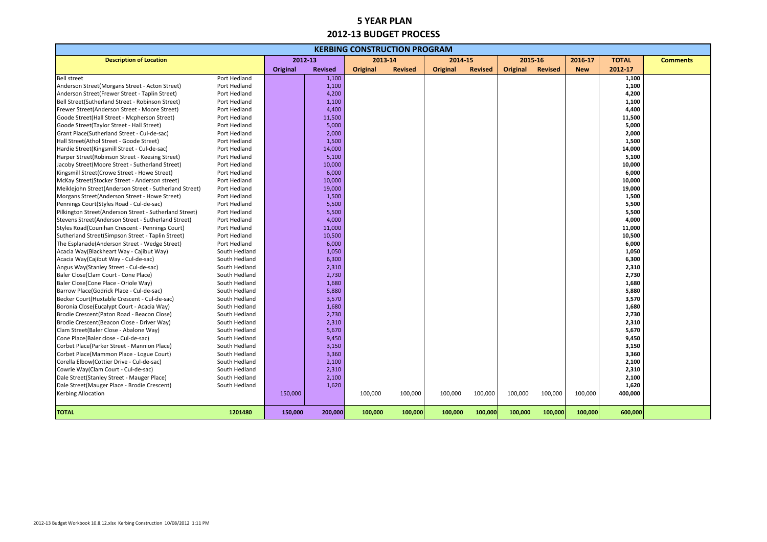# 5 YEAR PLAN

## 2012-13 BUDGET PROCESS

| KERBING CONSTRUCTION PROGRAM | | | | | | | | | | | | |
|---|---|---|---|---|---|---|---|---|---|---|---|---|
| **Description of Location** | | **2012-13** | | **2013-14** | | **2014-15** | | **2015-16** | | **2016-17** | **TOTAL** | **Comments** |
| | | **Original** | **Revised** | **Original** | **Revised** | **Original** | **Revised** | **Original** | **Revised** | **New** | **2012-17** | |
| Bell street | Port Hedland | | 1,100 | | | | | | | | 1,100 | |
| Anderson Street(Morgans Street - Acton Street) | Port Hedland | | 1,100 | | | | | | | | 1,100 | |
| Anderson Street(Frewer Street - Taplin Street) | Port Hedland | | 4,200 | | | | | | | | 4,200 | |
| Bell Street(Sutherland Street - Robinson Street) | Port Hedland | | 1,100 | | | | | | | | 1,100 | |
| Frewer Street(Anderson Street - Moore Street) | Port Hedland | | 4,400 | | | | | | | | 4,400 | |
| Goode Street(Hall Street - Mcpherson Street) | Port Hedland | | 11,500 | | | | | | | | 11,500 | |
| Goode Street(Taylor Street - Hall Street) | Port Hedland | | 5,000 | | | | | | | | 5,000 | |
| Grant Place(Sutherland Street - Cul-de-sac) | Port Hedland | | 2,000 | | | | | | | | 2,000 | |
| Hall Street(Athol Street - Goode Street) | Port Hedland | | 1,500 | | | | | | | | 1,500 | |
| Hardie Street(Kingsmill Street - Cul-de-sac) | Port Hedland | | 14,000 | | | | | | | | 14,000 | |
| Harper Street(Robinson Street - Keesing Street) | Port Hedland | | 5,100 | | | | | | | | 5,100 | |
| Jacoby Street(Moore Street - Sutherland Street) | Port Hedland | | 10,000 | | | | | | | | 10,000 | |
| Kingsmill Street(Crowe Street - Howe Street) | Port Hedland | | 6,000 | | | | | | | | 6,000 | |
| McKay Street(Stocker Street - Anderson street) | Port Hedland | | 10,000 | | | | | | | | 10,000 | |
| Meiklejohn Street(Anderson Street - Sutherland Street) | Port Hedland | | 19,000 | | | | | | | | 19,000 | |
| Morgans Street(Anderson Street - Howe Street) | Port Hedland | | 1,500 | | | | | | | | 1,500 | |
| Pennings Court(Styles Road - Cul-de-sac) | Port Hedland | | 5,500 | | | | | | | | 5,500 | |
| Pilkington Street(Anderson Street - Sutherland Street) | Port Hedland | | 5,500 | | | | | | | | 5,500 | |
| Stevens Street(Anderson Street - Sutherland Street) | Port Hedland | | 4,000 | | | | | | | | 4,000 | |
| Styles Road(Counihan Crescent - Pennings Court) | Port Hedland | | 11,000 | | | | | | | | 11,000 | |
| Sutherland Street(Simpson Street - Taplin Street) | Port Hedland | | 10,500 | | | | | | | | 10,500 | |
| The Esplanade(Anderson Street - Wedge Street) | Port Hedland | | 6,000 | | | | | | | | 6,000 | |
| Acacia Way(Blackheart Way - Cajibut Way) | South Hedland | | 1,050 | | | | | | | | 1,050 | |
| Acacia Way(Cajibut Way - Cul-de-sac) | South Hedland | | 6,300 | | | | | | | | 6,300 | |
| Angus Way(Stanley Street - Cul-de-sac) | South Hedland | | 2,310 | | | | | | | | 2,310 | |
| Baler Close(Clam Court - Cone Place) | South Hedland | | 2,730 | | | | | | | | 2,730 | |
| Baler Close(Cone Place - Oriole Way) | South Hedland | | 1,680 | | | | | | | | 1,680 | |
| Barrow Place(Godrick Place - Cul-de-sac) | South Hedland | | 5,880 | | | | | | | | 5,880 | |
| Becker Court(Huxtable Crescent - Cul-de-sac) | South Hedland | | 3,570 | | | | | | | | 3,570 | |
| Boronia Close(Eucalypt Court - Acacia Way) | South Hedland | | 1,680 | | | | | | | | 1,680 | |
| Brodie Crescent(Paton Road - Beacon Close) | South Hedland | | 2,730 | | | | | | | | 2,730 | |
| Brodie Crescent(Beacon Close - Driver Way) | South Hedland | | 2,310 | | | | | | | | 2,310 | |
| Clam Street(Baler Close - Abalone Way) | South Hedland | | 5,670 | | | | | | | | 5,670 | |
| Cone Place(Baler close - Cul-de-sac) | South Hedland | | 9,450 | | | | | | | | 9,450 | |
| Corbet Place(Parker Street - Mannion Place) | South Hedland | | 3,150 | | | | | | | | 3,150 | |
| Corbet Place(Mammon Place - Logue Court) | South Hedland | | 3,360 | | | | | | | | 3,360 | |
| Corella Elbow(Cottier Drive - Cul-de-sac) | South Hedland | | 2,100 | | | | | | | | 2,100 | |
| Cowrie Way(Clam Court - Cul-de-sac) | South Hedland | | 2,310 | | | | | | | | 2,310 | |
| Dale Street(Stanley Street - Mauger Place) | South Hedland | | 2,100 | | | | | | | | 2,100 | |
| Dale Street(Mauger Place - Brodie Crescent) | South Hedland | | 1,620 | | | | | | | | 1,620 | |
| Kerbing Allocation | | 150,000 | | 100,000 | 100,000 | 100,000 | 100,000 | 100,000 | 100,000 | 100,000 | 400,000 | |
| **TOTAL** | **1201480** | **150,000** | **200,000** | **100,000** | **100,000** | **100,000** | **100,000** | **100,000** | **100,000** | **100,000** | **600,000** | |

2012-13 Budget Workbook 10.8.12.xlsx Kerbing Construction 10/08/2012 1:11 PM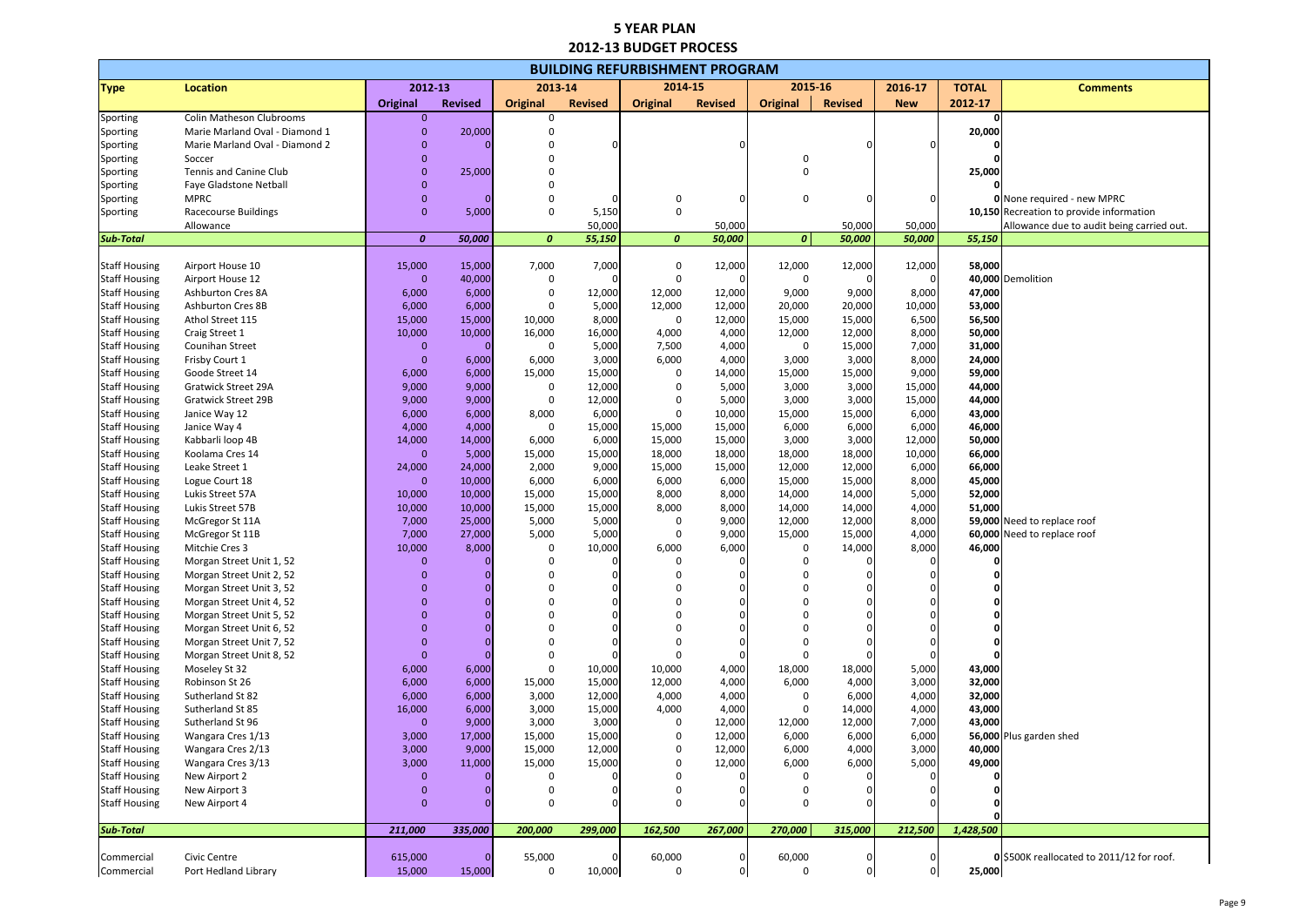# 5 YEAR PLAN
## 2012-13 BUDGET PROCESS

| BUILDING REFURBISHMENT PROGRAM | | | | | | | | | | | | |
|---|---|---|---|---|---|---|---|---|---|---|---|---|
| **Type** | **Location** | **2012-13** | | **2013-14** | | **2014-15** | | **2015-16** | | **2016-17** | **TOTAL** | **Comments** |
| | | **Original** | **Revised** | **Original** | **Revised** | **Original** | **Revised** | **Original** | **Revised** | **New** | **2012-17** | |
| Sporting | Colin Matheson Clubrooms | 0 | | 0 | | | | | | | **0** | |
| Sporting | Marie Marland Oval - Diamond 1 | 0 | 20,000 | 0 | | | | | | | **20,000** | |
| Sporting | Marie Marland Oval - Diamond 2 | 0 | 0 | 0 | 0 | | 0 | | 0 | 0 | **0** | |
| Sporting | Soccer | 0 | | 0 | | | | 0 | | | **0** | |
| Sporting | Tennis and Canine Club | 0 | 25,000 | 0 | | | | 0 | | | **25,000** | |
| Sporting | Faye Gladstone Netball | 0 | | 0 | | | | | | | **0** | |
| Sporting | MPRC | 0 | 0 | 0 | 0 | 0 | 0 | 0 | 0 | 0 | **0** | None required - new MPRC |
| Sporting | Racecourse Buildings | 0 | 5,000 | 0 | 5,150 | 0 | | | | | **10,150** | Recreation to provide information |
| | Allowance | | | | 50,000 | | 50,000 | | 50,000 | 50,000 | | Allowance due to audit being carried out. |
| ***Sub-Total*** | | ***0*** | ***50,000*** | ***0*** | ***55,150*** | ***0*** | ***50,000*** | ***0*** | ***50,000*** | ***50,000*** | ***55,150*** | |
| Staff Housing | Airport House 10 | 15,000 | 15,000 | 7,000 | 7,000 | 0 | 12,000 | 12,000 | 12,000 | 12,000 | **58,000** | |
| Staff Housing | Airport House 12 | 0 | 40,000 | 0 | 0 | 0 | 0 | 0 | 0 | 0 | **40,000** | Demolition |
| Staff Housing | Ashburton Cres 8A | 6,000 | 6,000 | 0 | 12,000 | 12,000 | 12,000 | 9,000 | 9,000 | 8,000 | **47,000** | |
| Staff Housing | Ashburton Cres 8B | 6,000 | 6,000 | 0 | 5,000 | 12,000 | 12,000 | 20,000 | 20,000 | 10,000 | **53,000** | |
| Staff Housing | Athol Street 115 | 15,000 | 15,000 | 10,000 | 8,000 | 0 | 12,000 | 15,000 | 15,000 | 6,500 | **56,500** | |
| Staff Housing | Craig Street 1 | 10,000 | 10,000 | 16,000 | 16,000 | 4,000 | 4,000 | 12,000 | 12,000 | 8,000 | **50,000** | |
| Staff Housing | Counihan Street | 0 | 0 | 0 | 5,000 | 7,500 | 4,000 | 0 | 15,000 | 7,000 | **31,000** | |
| Staff Housing | Frisby Court 1 | 0 | 6,000 | 6,000 | 3,000 | 6,000 | 4,000 | 3,000 | 3,000 | 8,000 | **24,000** | |
| Staff Housing | Goode Street 14 | 6,000 | 6,000 | 15,000 | 15,000 | 0 | 14,000 | 15,000 | 15,000 | 9,000 | **59,000** | |
| Staff Housing | Gratwick Street 29A | 9,000 | 9,000 | 0 | 12,000 | 0 | 5,000 | 3,000 | 3,000 | 15,000 | **44,000** | |
| Staff Housing | Gratwick Street 29B | 9,000 | 9,000 | 0 | 12,000 | 0 | 5,000 | 3,000 | 3,000 | 15,000 | **44,000** | |
| Staff Housing | Janice Way 12 | 6,000 | 6,000 | 8,000 | 6,000 | 0 | 10,000 | 15,000 | 15,000 | 6,000 | **43,000** | |
| Staff Housing | Janice Way 4 | 4,000 | 4,000 | 0 | 15,000 | 15,000 | 15,000 | 6,000 | 6,000 | 6,000 | **46,000** | |
| Staff Housing | Kabbarli loop 4B | 14,000 | 14,000 | 6,000 | 6,000 | 15,000 | 15,000 | 3,000 | 3,000 | 12,000 | **50,000** | |
| Staff Housing | Koolama Cres 14 | 0 | 5,000 | 15,000 | 15,000 | 18,000 | 18,000 | 18,000 | 18,000 | 10,000 | **66,000** | |
| Staff Housing | Leake Street 1 | 24,000 | 24,000 | 2,000 | 9,000 | 15,000 | 15,000 | 12,000 | 12,000 | 6,000 | **66,000** | |
| Staff Housing | Logue Court 18 | 0 | 10,000 | 6,000 | 6,000 | 6,000 | 6,000 | 15,000 | 15,000 | 8,000 | **45,000** | |
| Staff Housing | Lukis Street 57A | 10,000 | 10,000 | 15,000 | 15,000 | 8,000 | 8,000 | 14,000 | 14,000 | 5,000 | **52,000** | |
| Staff Housing | Lukis Street 57B | 10,000 | 10,000 | 15,000 | 15,000 | 8,000 | 8,000 | 14,000 | 14,000 | 4,000 | **51,000** | |
| Staff Housing | McGregor St 11A | 7,000 | 25,000 | 5,000 | 5,000 | 0 | 9,000 | 12,000 | 12,000 | 8,000 | **59,000** | Need to replace roof |
| Staff Housing | McGregor St 11B | 7,000 | 27,000 | 5,000 | 5,000 | 0 | 9,000 | 15,000 | 15,000 | 4,000 | **60,000** | Need to replace roof |
| Staff Housing | Mitchie Cres 3 | 10,000 | 8,000 | 0 | 10,000 | 6,000 | 6,000 | 0 | 14,000 | 8,000 | **46,000** | |
| Staff Housing | Morgan Street Unit 1, 52 | 0 | 0 | 0 | 0 | 0 | 0 | 0 | 0 | 0 | **0** | |
| Staff Housing | Morgan Street Unit 2, 52 | 0 | 0 | 0 | 0 | 0 | 0 | 0 | 0 | 0 | **0** | |
| Staff Housing | Morgan Street Unit 3, 52 | 0 | 0 | 0 | 0 | 0 | 0 | 0 | 0 | 0 | **0** | |
| Staff Housing | Morgan Street Unit 4, 52 | 0 | 0 | 0 | 0 | 0 | 0 | 0 | 0 | 0 | **0** | |
| Staff Housing | Morgan Street Unit 5, 52 | 0 | 0 | 0 | 0 | 0 | 0 | 0 | 0 | 0 | **0** | |
| Staff Housing | Morgan Street Unit 6, 52 | 0 | 0 | 0 | 0 | 0 | 0 | 0 | 0 | 0 | **0** | |
| Staff Housing | Morgan Street Unit 7, 52 | 0 | 0 | 0 | 0 | 0 | 0 | 0 | 0 | 0 | **0** | |
| Staff Housing | Morgan Street Unit 8, 52 | 0 | 0 | 0 | 0 | 0 | 0 | 0 | 0 | 0 | **0** | |
| Staff Housing | Moseley St 32 | 6,000 | 6,000 | 0 | 10,000 | 10,000 | 4,000 | 18,000 | 18,000 | 5,000 | **43,000** | |
| Staff Housing | Robinson St 26 | 6,000 | 6,000 | 15,000 | 15,000 | 12,000 | 4,000 | 6,000 | 4,000 | 3,000 | **32,000** | |
| Staff Housing | Sutherland St 82 | 6,000 | 6,000 | 3,000 | 12,000 | 4,000 | 4,000 | 0 | 6,000 | 4,000 | **32,000** | |
| Staff Housing | Sutherland St 85 | 16,000 | 6,000 | 3,000 | 15,000 | 4,000 | 4,000 | 0 | 14,000 | 4,000 | **43,000** | |
| Staff Housing | Sutherland St 96 | 0 | 9,000 | 3,000 | 3,000 | 0 | 12,000 | 12,000 | 12,000 | 7,000 | **43,000** | |
| Staff Housing | Wangara Cres 1/13 | 3,000 | 17,000 | 15,000 | 15,000 | 0 | 12,000 | 6,000 | 6,000 | 6,000 | **56,000** | Plus garden shed |
| Staff Housing | Wangara Cres 2/13 | 3,000 | 9,000 | 15,000 | 12,000 | 0 | 12,000 | 6,000 | 4,000 | 3,000 | **40,000** | |
| Staff Housing | Wangara Cres 3/13 | 3,000 | 11,000 | 15,000 | 15,000 | 0 | 12,000 | 6,000 | 6,000 | 5,000 | **49,000** | |
| Staff Housing | New Airport 2 | 0 | 0 | 0 | 0 | 0 | 0 | 0 | 0 | 0 | **0** | |
| Staff Housing | New Airport 3 | 0 | 0 | 0 | 0 | 0 | 0 | 0 | 0 | 0 | **0** | |
| Staff Housing | New Airport 4 | 0 | 0 | 0 | 0 | 0 | 0 | 0 | 0 | 0 | **0** | |
| | | | | | | | | | | | **0** | |
| ***Sub-Total*** | | ***211,000*** | ***335,000*** | ***200,000*** | ***299,000*** | ***162,500*** | ***267,000*** | ***270,000*** | ***315,000*** | ***212,500*** | ***1,428,500*** | |
| Commercial | Civic Centre | 615,000 | 0 | 55,000 | 0 | 60,000 | 0 | 60,000 | 0 | 0 | **0** | $500K reallocated to 2011/12 for roof. |
| Commercial | Port Hedland Library | 15,000 | 15,000 | 0 | 10,000 | 0 | 0 | 0 | 0 | 0 | **25,000** | |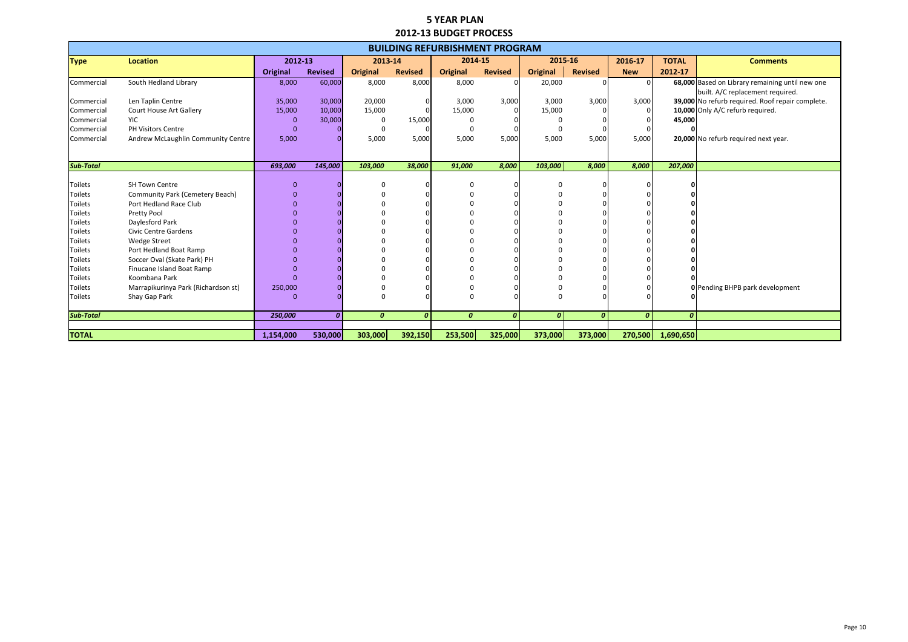# 5 YEAR PLAN
## 2012-13 BUDGET PROCESS

| BUILDING REFURBISHMENT PROGRAM | | | | | | | | | | | | |
|---|---|---|---|---|---|---|---|---|---|---|---|---|
| **Type** | **Location** | **2012-13** | | **2013-14** | | **2014-15** | | **2015-16** | | **2016-17** | **TOTAL** | **Comments** |
| | | **Original** | **Revised** | **Original** | **Revised** | **Original** | **Revised** | **Original** | **Revised** | **New** | **2012-17** | |
| Commercial | South Hedland Library | 8,000 | 60,000 | 8,000 | 8,000 | 8,000 | 0 | 20,000 | 0 | 0 | **68,000** | Based on Library remaining until new one built. A/C replacement required. |
| Commercial | Len Taplin Centre | 35,000 | 30,000 | 20,000 | 0 | 3,000 | 3,000 | 3,000 | 3,000 | 3,000 | **39,000** | No refurb required. Roof repair complete. |
| Commercial | Court House Art Gallery | 15,000 | 10,000 | 15,000 | 0 | 15,000 | 0 | 15,000 | 0 | 0 | **10,000** | Only A/C refurb required. |
| Commercial | YIC | 0 | 30,000 | 0 | 15,000 | 0 | 0 | 0 | 0 | 0 | **45,000** | |
| Commercial | PH Visitors Centre | 0 | 0 | 0 | 0 | 0 | 0 | 0 | 0 | 0 | **0** | |
| Commercial | Andrew McLaughlin Community Centre | 5,000 | 0 | 5,000 | 5,000 | 5,000 | 5,000 | 5,000 | 5,000 | 5,000 | **20,000** | No refurb required next year. |
| ***Sub-Total*** | | ***693,000*** | ***145,000*** | ***103,000*** | ***38,000*** | ***91,000*** | ***8,000*** | ***103,000*** | ***8,000*** | ***8,000*** | ***207,000*** | |
| Toilets | SH Town Centre | 0 | 0 | 0 | 0 | 0 | 0 | 0 | 0 | 0 | **0** | |
| Toilets | Community Park (Cemetery Beach) | 0 | 0 | 0 | 0 | 0 | 0 | 0 | 0 | 0 | **0** | |
| Toilets | Port Hedland Race Club | 0 | 0 | 0 | 0 | 0 | 0 | 0 | 0 | 0 | **0** | |
| Toilets | Pretty Pool | 0 | 0 | 0 | 0 | 0 | 0 | 0 | 0 | 0 | **0** | |
| Toilets | Daylesford Park | 0 | 0 | 0 | 0 | 0 | 0 | 0 | 0 | 0 | **0** | |
| Toilets | Civic Centre Gardens | 0 | 0 | 0 | 0 | 0 | 0 | 0 | 0 | 0 | **0** | |
| Toilets | Wedge Street | 0 | 0 | 0 | 0 | 0 | 0 | 0 | 0 | 0 | **0** | |
| Toilets | Port Hedland Boat Ramp | 0 | 0 | 0 | 0 | 0 | 0 | 0 | 0 | 0 | **0** | |
| Toilets | Soccer Oval (Skate Park) PH | 0 | 0 | 0 | 0 | 0 | 0 | 0 | 0 | 0 | **0** | |
| Toilets | Finucane Island Boat Ramp | 0 | 0 | 0 | 0 | 0 | 0 | 0 | 0 | 0 | **0** | |
| Toilets | Koombana Park | 0 | 0 | 0 | 0 | 0 | 0 | 0 | 0 | 0 | **0** | |
| Toilets | Marrapikurinya Park (Richardson st) | 250,000 | 0 | 0 | 0 | 0 | 0 | 0 | 0 | 0 | **0** | Pending BHPB park development |
| Toilets | Shay Gap Park | 0 | 0 | 0 | 0 | 0 | 0 | 0 | 0 | 0 | **0** | |
| ***Sub-Total*** | | ***250,000*** | ***0*** | ***0*** | ***0*** | ***0*** | ***0*** | ***0*** | ***0*** | ***0*** | ***0*** | |
| **TOTAL** | | **1,154,000** | **530,000** | **303,000** | **392,150** | **253,500** | **325,000** | **373,000** | **373,000** | **270,500** | **1,690,650** | |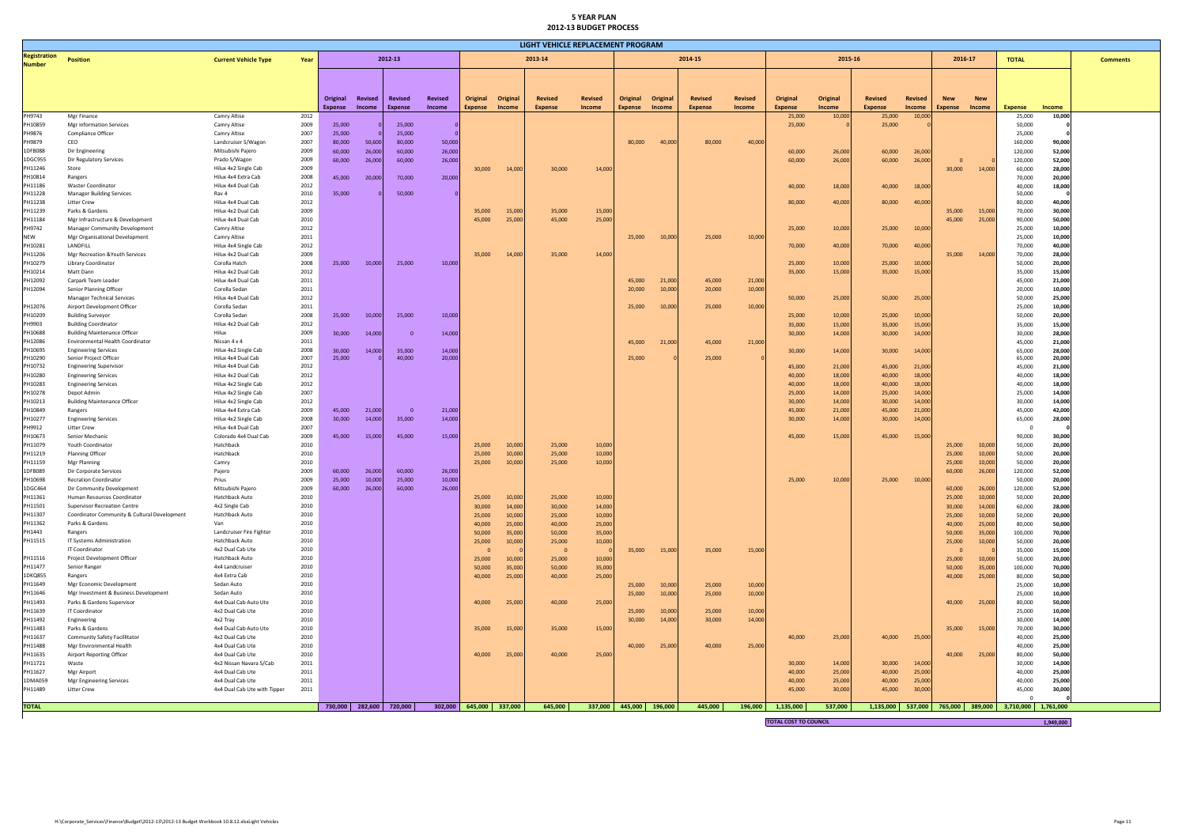# 5 YEAR PLAN
## 2012-13 BUDGET PROCESS

### LIGHT VEHICLE REPLACEMENT PROGRAM

| Registration Number | Position | Current Vehicle Type | Year | 2012-13 | | | | 2013-14 | | | | 2014-15 | | | | 2015-16 | | | | 2016-17 | | TOTAL | | Comments |
|---|---|---|---|---|---|---|---|---|---|---|---|---|---|---|---|---|---|---|---|---|---|---|---|---|
| | | | | Original Expense | Original Income | Revised Expense | Revised Income | Original Expense | Original Income | Revised Expense | Revised Income | Original Expense | Original Income | Revised Expense | Revised Income | Original Expense | Original Income | Revised Expense | Revised Income | New Expense | New Income | Expense | Income | |
| PH9743 | Mgr Finance | Camry Altise | 2012 | | | | | | | | | | | | | 25,000 | 10,000 | 25,000 | 10,000 | | | 25,000 | 10,000 | |
| PH10859 | Mgr information Services | Camry Altise | 2009 | 25,000 | 0 | 25,000 | 0 | | | | | | | | | 25,000 | 0 | 25,000 | 0 | | | 50,000 | 0 | |
| PH9876 | Compliance Officer | Camry Altise | 2007 | 25,000 | 0 | 25,000 | 0 | | | | | | | | | | | | | | | 25,000 | 0 | |
| PH9879 | CEO | Landcruiser S/Wagon | 2007 | 80,000 | 50,000 | 80,000 | 50,000 | | | | | 80,000 | 40,000 | 80,000 | 40,000 | | | | | | | 160,000 | 90,000 | |
| 1DFB088 | Dir Engineering | Mitsubishi Pajero | 2009 | 60,000 | 26,000 | 60,000 | 26,000 | | | | | | | | | 60,000 | 26,000 | 60,000 | 26,000 | | | 120,000 | 52,000 | |
| 1DGC955 | Dir Regulatory Services | Prado S/Wagon | 2009 | 60,000 | 26,000 | 60,000 | 26,000 | | | | | | | | | 60,000 | 26,000 | 60,000 | 26,000 | 0 | 0 | 120,000 | 52,000 | |
| PH11246 | Store | Hilux 4x2 Single Cab | 2009 | | | | | 30,000 | 14,000 | 30,000 | 14,000 | | | | | | | | | 30,000 | 14,000 | 60,000 | 28,000 | |
| PH10814 | Rangers | Hilux 4x4 Extra Cab | 2008 | 45,000 | 20,000 | 70,000 | 20,000 | | | | | | | | | | | | | | | 70,000 | 20,000 | |
| PH11186 | Waster Coordinator | Hilux 4x4 Dual Cab | 2012 | | | | | | | | | | | | | 40,000 | 18,000 | 40,000 | 18,000 | | | 40,000 | 18,000 | |
| PH11228 | Manager Building Services | Rav 4 | 2010 | 35,000 | 0 | 50,000 | 0 | | | | | | | | | | | | | | | 50,000 | 0 | |
| PH11238 | Litter Crew | Hilux 4x4 Dual Cab | 2012 | | | | | | | | | | | | | 80,000 | 40,000 | 80,000 | 40,000 | | | 80,000 | 40,000 | |
| PH11239 | Parks & Gardens | Hilux 4x2 Dual Cab | 2009 | | | | | 35,000 | 15,000 | 35,000 | 15,000 | | | | | | | | | 35,000 | 15,000 | 70,000 | 30,000 | |
| PH11184 | Mgr Infrastructure & Development | Hilux 4x4 Dual Cab | 2010 | | | | | 45,000 | 25,000 | 45,000 | 25,000 | | | | | | | | | 45,000 | 25,000 | 90,000 | 50,000 | |
| PH9742 | Manager Community Development | Camry Altise | 2012 | | | | | | | | | | | | | 25,000 | 10,000 | 25,000 | 10,000 | | | 25,000 | 10,000 | |
| NEW | Mgr Organisational Development | Camry Altise | 2011 | | | | | | | | | 25,000 | 10,000 | 25,000 | 10,000 | | | | | | | 25,000 | 10,000 | |
| PH10281 | LANDFILL | Hilux 4x4 Single Cab | 2012 | | | | | | | | | | | | | 70,000 | 40,000 | 70,000 | 40,000 | | | 70,000 | 40,000 | |
| PH11206 | Mgr Recreation &Youth Services | Hilux 4x2 Dual Cab | 2009 | | | | | 35,000 | 14,000 | 35,000 | 14,000 | | | | | | | | | 35,000 | 14,000 | 70,000 | 28,000 | |
| PH10279 | Library Coordinator | Corolla Hatch | 2008 | 25,000 | 10,000 | 25,000 | 10,000 | | | | | | | | | 25,000 | 10,000 | 25,000 | 10,000 | | | 50,000 | 20,000 | |
| PH10214 | Matt Dann | Hilux 4x2 Dual Cab | 2012 | | | | | | | | | | | | | 35,000 | 15,000 | 35,000 | 15,000 | | | 35,000 | 15,000 | |
| PH12092 | Carpark Team Leader | Hilux 4x4 Dual Cab | 2011 | | | | | | | | | 45,000 | 21,000 | 45,000 | 21,000 | | | | | | | 45,000 | 21,000 | |
| PH12094 | Senior Planning Officer | Corolla Sedan | 2011 | | | | | | | | | 20,000 | 10,000 | 20,000 | 10,000 | | | | | | | 20,000 | 10,000 | |
| | Manager Technical Services | Hilux 4x4 Dual Cab | 2012 | | | | | | | | | | | | | 50,000 | 25,000 | 50,000 | 25,000 | | | 50,000 | 25,000 | |
| PH12076 | Airport Development Officer | Corolla Sedan | 2011 | | | | | | | | | 25,000 | 10,000 | 25,000 | 10,000 | | | | | | | 25,000 | 10,000 | |
| PH10209 | Building Surveyor | Corolla Sedan | 2008 | 25,000 | 10,000 | 25,000 | 10,000 | | | | | | | | | 25,000 | 10,000 | 25,000 | 10,000 | | | 50,000 | 20,000 | |
| PH9903 | Building Coordinator | Hilux 4x2 Dual Cab | 2012 | | | | | | | | | | | | | 35,000 | 15,000 | 35,000 | 15,000 | | | 35,000 | 15,000 | |
| PH10688 | Building Maintenance Officer | Hilux | 2009 | 30,000 | 14,000 | 0 | 14,000 | | | | | | | | | 30,000 | 14,000 | 30,000 | 14,000 | | | 30,000 | 28,000 | |
| PH12086 | Environmental Health Coordinator | Nissan 4 x 4 | 2011 | | | | | | | | | 45,000 | 21,000 | 45,000 | 21,000 | | | | | | | 45,000 | 21,000 | |
| PH10695 | Engineering Services | Hilux 4x2 Single Cab | 2008 | 30,000 | 14,000 | 35,000 | 14,000 | | | | | | | | | 30,000 | 14,000 | 30,000 | 14,000 | | | 65,000 | 28,000 | |
| PH10290 | Senior Project Officer | Hilux 4x4 Dual Cab | 2007 | 25,000 | 0 | 40,000 | 20,000 | | | | | 25,000 | 0 | 25,000 | 0 | | | | | | | 65,000 | 20,000 | |
| PH10732 | Engineering Supervisor | Hilux 4x4 Dual Cab | 2012 | | | | | | | | | | | | | 45,000 | 21,000 | 45,000 | 21,000 | | | 45,000 | 21,000 | |
| PH10280 | Engineering Services | Hilux 4x2 Dual Cab | 2012 | | | | | | | | | | | | | 40,000 | 18,000 | 40,000 | 18,000 | | | 40,000 | 18,000 | |
| PH10283 | Engineering Services | Hilux 4x2 Single Cab | 2012 | | | | | | | | | | | | | 40,000 | 18,000 | 40,000 | 18,000 | | | 40,000 | 18,000 | |
| PH10278 | Depot Admin | Hilux 4x2 Single Cab | 2007 | | | | | | | | | | | | | 25,000 | 14,000 | 25,000 | 14,000 | | | 25,000 | 14,000 | |
| PH10213 | Building Maintenance Officer | Hilux 4x2 Single Cab | 2012 | | | | | | | | | | | | | 30,000 | 14,000 | 30,000 | 14,000 | | | 30,000 | 14,000 | |
| PH10849 | Rangers | Hilux 4x4 Extra Cab | 2009 | 45,000 | 21,000 | 0 | 21,000 | | | | | | | | | 45,000 | 21,000 | 45,000 | 21,000 | | | 45,000 | 42,000 | |
| PH10277 | Engineering Services | Hilux 4x2 Single Cab | 2008 | 30,000 | 14,000 | 35,000 | 14,000 | | | | | | | | | 30,000 | 14,000 | 30,000 | 14,000 | | | 65,000 | 28,000 | |
| PH9912 | Litter Crew | Hilux 4x4 Dual Cab | 2007 | | | | | | | | | | | | | | | | | | | 0 | 0 | |
| PH10673 | Senior Mechanic | Colorado 4x4 Dual Cab | 2009 | 45,000 | 15,000 | 45,000 | 15,000 | | | | | | | | | 45,000 | 15,000 | 45,000 | 15,000 | | | 90,000 | 30,000 | |
| PH11079 | Youth Coordinator | Hatchback | 2010 | | | | | 25,000 | 10,000 | 25,000 | 10,000 | | | | | | | | | 25,000 | 10,000 | 50,000 | 20,000 | |
| PH11219 | Planning Officer | Hatchback | 2010 | | | | | 25,000 | 10,000 | 25,000 | 10,000 | | | | | | | | | 25,000 | 10,000 | 50,000 | 20,000 | |
| PH11159 | Mgr Planning | Camry | 2010 | | | | | 25,000 | 10,000 | 25,000 | 10,000 | | | | | | | | | 25,000 | 10,000 | 50,000 | 20,000 | |
| 1DFB089 | Dir Corporate Services | Pajero | 2009 | 60,000 | 26,000 | 60,000 | 26,000 | | | | | | | | | | | | | 60,000 | 26,000 | 120,000 | 52,000 | |
| PH10698 | Recration Coordinator | Prius | 2009 | 25,000 | 10,000 | 25,000 | 10,000 | | | | | | | | | 25,000 | 10,000 | 25,000 | 10,000 | | | 50,000 | 20,000 | |
| 1DGC464 | Dir Community Development | Mitsubishi Pajero | 2009 | 60,000 | 26,000 | 60,000 | 26,000 | | | | | | | | | | | | | 60,000 | 26,000 | 120,000 | 52,000 | |
| PH11361 | Human Resources Coordinator | Hatchback Auto | 2010 | | | | | 25,000 | 10,000 | 25,000 | 10,000 | | | | | | | | | 25,000 | 10,000 | 50,000 | 20,000 | |
| PH11501 | Supervisor Recreation Centre | 4x2 Single Cab | 2010 | | | | | 30,000 | 14,000 | 30,000 | 14,000 | | | | | | | | | 30,000 | 14,000 | 60,000 | 28,000 | |
| PH11307 | Coordinator Community & Cultural Development | Hatchback Auto | 2010 | | | | | 25,000 | 10,000 | 25,000 | 10,000 | | | | | | | | | 25,000 | 10,000 | 50,000 | 20,000 | |
| PH11362 | Parks & Gardens | Van | 2010 | | | | | 40,000 | 25,000 | 40,000 | 25,000 | | | | | | | | | 40,000 | 25,000 | 80,000 | 50,000 | |
| PH1443 | Rangers | Landcruiser Fire Fighter | 2010 | | | | | 50,000 | 35,000 | 50,000 | 35,000 | | | | | | | | | 50,000 | 35,000 | 100,000 | 70,000 | |
| PH11515 | IT Systems Administration | Hatchback Auto | 2010 | | | | | 25,000 | 10,000 | 25,000 | 10,000 | | | | | | | | | 25,000 | 10,000 | 50,000 | 20,000 | |
| | IT Coordinator | 4x2 Dual Cab Ute | 2010 | | | | | 0 | 0 | 0 | 0 | 35,000 | 15,000 | 35,000 | 15,000 | | | | | 0 | 0 | 35,000 | 15,000 | |
| PH11516 | Project Development Officer | Hatchback Auto | 2010 | | | | | 25,000 | 10,000 | 25,000 | 10,000 | | | | | | | | | 25,000 | 10,000 | 50,000 | 20,000 | |
| PH11477 | Senior Ranger | 4x4 Landcruiser | 2010 | | | | | 50,000 | 35,000 | 50,000 | 35,000 | | | | | | | | | 50,000 | 35,000 | 100,000 | 70,000 | |
| 1DKQ855 | Rangers | 4x4 Extra Cab | 2010 | | | | | 40,000 | 25,000 | 40,000 | 25,000 | | | | | | | | | 40,000 | 25,000 | 80,000 | 50,000 | |
| PH11649 | Mgr Economic Development | Sedan Auto | 2010 | | | | | | | | | 25,000 | 10,000 | 25,000 | 10,000 | | | | | | | 25,000 | 10,000 | |
| PH11646 | Mgr Investment & Business Development | Sedan Auto | 2010 | | | | | | | | | 25,000 | 10,000 | 25,000 | 10,000 | | | | | | | 25,000 | 10,000 | |
| PH11493 | Parks & Gardens Supervisor | 4x4 Dual Cab Auto Ute | 2010 | | | | | 40,000 | 25,000 | 40,000 | 25,000 | | | | | | | | | 40,000 | 25,000 | 80,000 | 50,000 | |
| PH11639 | IT Coordinator | 4x2 Dual Cab Ute | 2010 | | | | | | | | | 25,000 | 10,000 | 25,000 | 10,000 | | | | | | | 25,000 | 10,000 | |
| PH11492 | Engineering | 4x2 Tray | 2010 | | | | | | | | | 30,000 | 14,000 | 30,000 | 14,000 | | | | | | | 30,000 | 14,000 | |
| PH11483 | Parks & Gardens | 4x4 Dual Cab Auto Ute | 2010 | | | | | 35,000 | 15,000 | 35,000 | 15,000 | | | | | | | | | 35,000 | 15,000 | 70,000 | 30,000 | |
| PH11637 | Community Safety Facillitator | 4x2 Dual Cab Ute | 2010 | | | | | | | | | | | | | 40,000 | 25,000 | 40,000 | 25,000 | | | 40,000 | 25,000 | |
| PH11488 | Mgr Environmental Health | 4x4 Dual Cab Ute | 2010 | | | | | | | | | 40,000 | 25,000 | 40,000 | 25,000 | | | | | | | 40,000 | 25,000 | |
| PH11635 | Airport Reporting Officer | 4x4 Dual Cab Ute | 2010 | | | | | 40,000 | 25,000 | 40,000 | 25,000 | | | | | | | | | 40,000 | 25,000 | 80,000 | 50,000 | |
| PH11721 | Waste | 4x2 Nissan Navara S/Cab | 2011 | | | | | | | | | | | | | 30,000 | 14,000 | 30,000 | 14,000 | | | 30,000 | 14,000 | |
| PH11627 | Mgr Airport | 4x4 Dual Cab Ute | 2011 | | | | | | | | | | | | | 40,000 | 25,000 | 40,000 | 25,000 | | | 40,000 | 25,000 | |
| 1DMA059 | Mgr Engineering Services | 4x4 Dual Cab Ute | 2011 | | | | | | | | | | | | | 40,000 | 25,000 | 40,000 | 25,000 | | | 40,000 | 25,000 | |
| PH11489 | Litter Crew | 4x4 Dual Cab Ute with Tipper | 2011 | | | | | | | | | | | | | 45,000 | 30,000 | 45,000 | 30,000 | | | 45,000 | 30,000 | |
| | | | | | | | | | | | | | | | | | | | | | | 0 | 0 | |
| **TOTAL** | | | | **730,000** | **282,600** | **720,000** | **302,000** | **645,000** | **337,000** | **645,000** | **337,000** | **445,000** | **196,000** | **445,000** | **196,000** | **1,135,000** | **537,000** | **1,135,000** | **537,000** | **765,000** | **389,000** | **3,710,000** | **1,761,000** | |

**TOTAL COST TO COUNCIL** **1,949,000**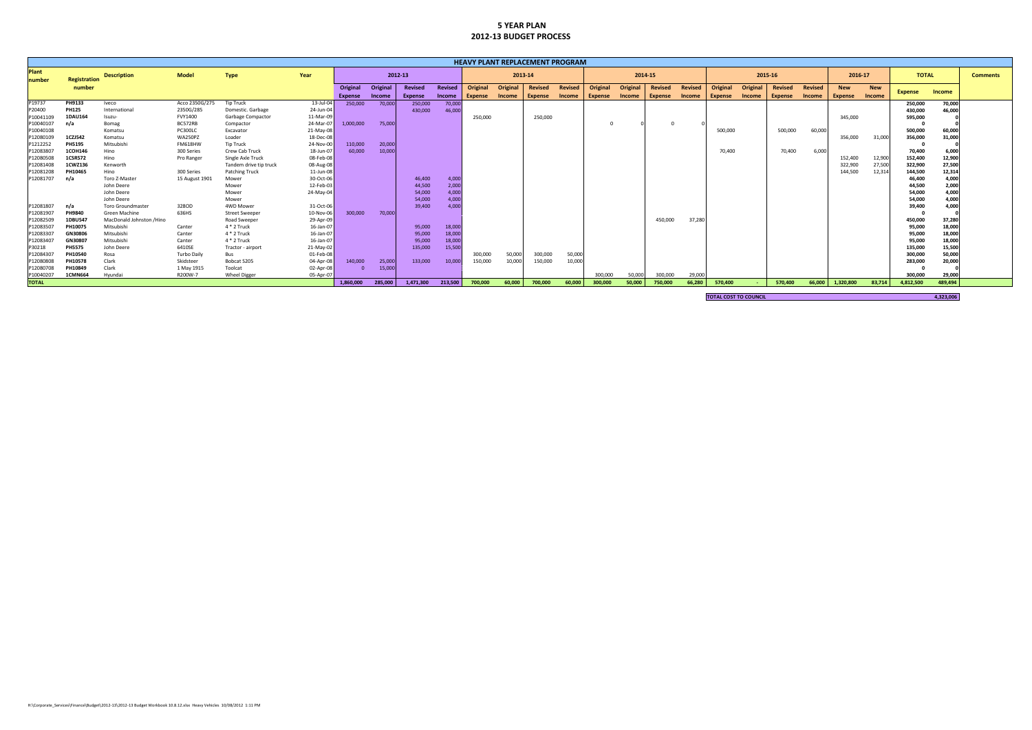# 5 YEAR PLAN
## 2012-13 BUDGET PROCESS

| HEAVY PLANT REPLACEMENT PROGRAM | | | | | | | | | | | | | | | | | | | | | | | | | | |
|---|---|---|---|---|---|---|---|---|---|---|---|---|---|---|---|---|---|---|---|---|---|---|---|---|---|---|
| Plant number | Registration number | Description | Model | Type | Year | 2012-13 | | | | 2013-14 | | | | 2014-15 | | | | 2015-16 | | | | 2016-17 | | TOTAL | | Comments |
| | | | | | | Original Expense | Original Income | Revised Expense | Revised Income | Original Expense | Original Income | Revised Expense | Revised Income | Original Expense | Original Income | Revised Expense | Revised Income | Original Expense | Original Income | Revised Expense | Revised Income | New Expense | New Income | Expense | Income | |
| P19737 | PH9133 | Iveco | Acco 2350G/275 | Tip Truck | 13-Jul-04 | 250,000 | 70,000 | 250,000 | 70,000 | | | | | | | | | | | | | | | 250,000 | 70,000 | |
| P20400 | PH125 | International | 2350G/285 | Domestic. Garbage | 24-Jun-04 | | | 430,000 | 46,000 | | | | | | | | | | | | | | | 430,000 | 46,000 | |
| P10041109 | 1DAU164 | Isuzu- | FVY1400 | Garbage Compactor | 11-Mar-09 | | | | | 250,000 | | 250,000 | | | | | | | | | | 345,000 | | 595,000 | 0 | |
| P10040107 | n/a | Bomag | BC572RB | Compactor | 24-Mar-07 | 1,000,000 | 75,000 | | | | | | | 0 | 0 | 0 | 0 | | | | | | | 0 | 0 | |
| P10040108 | | Komatsu | PC300LC | Excavator | 21-May-08 | | | | | | | | | | | | | 500,000 | | 500,000 | 60,000 | | | 500,000 | 60,000 | |
| P12080109 | 1CZJ542 | Komatsu | WA250PZ | Loader | 18-Dec-08 | | | | | | | | | | | | | | | | | 356,000 | 31,000 | 356,000 | 31,000 | |
| P1212252 | PH5195 | Mitsubishi | FM618HW | Tip Truck | 24-Nov-00 | 110,000 | 20,000 | | | | | | | | | | | | | | | | | 0 | 0 | |
| P12083807 | 1COH146 | Hino | 300 Series | Crew Cab Truck | 18-Jun-07 | 60,000 | 10,000 | | | | | | | | | | | 70,400 | | 70,400 | 6,000 | | | 70,400 | 6,000 | |
| P12080508 | 1CSR572 | Hino | Pro Ranger | Single Axle Truck | 08-Feb-08 | | | | | | | | | | | | | | | | | 152,400 | 12,900 | 152,400 | 12,900 | |
| P12081408 | 1CWZ136 | Kenworth | | Tandem drive tip truck | 08-Aug-08 | | | | | | | | | | | | | | | | | 322,900 | 27,500 | 322,900 | 27,500 | |
| P12081208 | PH10465 | Hino | 300 Series | Patching Truck | 11-Jun-08 | | | | | | | | | | | | | | | | | 144,500 | 12,314 | 144,500 | 12,314 | |
| P12081707 | n/a | Toro Z-Master | 15 August 1901 | Mower | 30-Oct-06 | | | 46,400 | 4,000 | | | | | | | | | | | | | | | 46,400 | 4,000 | |
| | | John Deere | | Mower | 12-Feb-03 | | | 44,500 | 2,000 | | | | | | | | | | | | | | | 44,500 | 2,000 | |
| | | John Deere | | Mower | 24-May-04 | | | 54,000 | 4,000 | | | | | | | | | | | | | | | 54,000 | 4,000 | |
| | | John Deere | | Mower | | | | 54,000 | 4,000 | | | | | | | | | | | | | | | 54,000 | 4,000 | |
| P12081807 | n/a | Toro Groundmaster | 328OD | 4WD Mower | 31-Oct-06 | | | 39,400 | 4,000 | | | | | | | | | | | | | | | 39,400 | 4,000 | |
| P12081907 | PH9840 | Green Machine | 636HS | Street Sweeper | 10-Nov-06 | 300,000 | 70,000 | | | | | | | | | | | | | | | | | 0 | 0 | |
| P12082509 | 1DBU547 | MacDonald Johnston /Hino | | Road Sweeper | 29-Apr-09 | | | | | | | | | | | 450,000 | 37,280 | | | | | | | 450,000 | 37,280 | |
| P12083507 | PH10075 | Mitsubishi | Canter | 4 * 2 Truck | 16-Jan-07 | | | 95,000 | 18,000 | | | | | | | | | | | | | | | 95,000 | 18,000 | |
| P12083307 | GN30806 | Mitsubishi | Canter | 4 * 2 Truck | 16-Jan-07 | | | 95,000 | 18,000 | | | | | | | | | | | | | | | 95,000 | 18,000 | |
| P12083407 | GN30807 | Mitsubishi | Canter | 4 * 2 Truck | 16-Jan-07 | | | 95,000 | 18,000 | | | | | | | | | | | | | | | 95,000 | 18,000 | |
| P30218 | PH5575 | John Deere | 6410SE | Tractor - airport | 21-May-02 | | | 135,000 | 15,500 | | | | | | | | | | | | | | | 135,000 | 15,500 | |
| P12084307 | PH10540 | Rosa | Turbo Daily | Bus | 01-Feb-08 | | | | | 300,000 | 50,000 | 300,000 | 50,000 | | | | | | | | | | | 300,000 | 50,000 | |
| P12080808 | PH10578 | Clark | Skidsteer | Bobcat S205 | 04-Apr-08 | 140,000 | 25,000 | 133,000 | 10,000 | 150,000 | 10,000 | 150,000 | 10,000 | | | | | | | | | | | 283,000 | 20,000 | |
| P12080708 | PH10849 | Clark | 1 May 1915 | Toolcat | 02-Apr-08 | 0 | 15,000 | | | | | | | | | | | | | | | | | 0 | 0 | |
| P10040207 | 1CMN664 | Hyundai | R200W-7 | Wheel Digger | 05-Apr-07 | | | | | | | | | 300,000 | 50,000 | 300,000 | 29,000 | | | | | | | 300,000 | 29,000 | |
| **TOTAL** | | | | | | **1,860,000** | **285,000** | **1,471,300** | **213,500** | **700,000** | **60,000** | **700,000** | **60,000** | **300,000** | **50,000** | **750,000** | **66,280** | **570,400** | **-** | **570,400** | **66,000** | **1,320,800** | **83,714** | **4,812,500** | **489,494** | |

| TOTAL COST TO COUNCIL | 4,323,006 |
|---|---|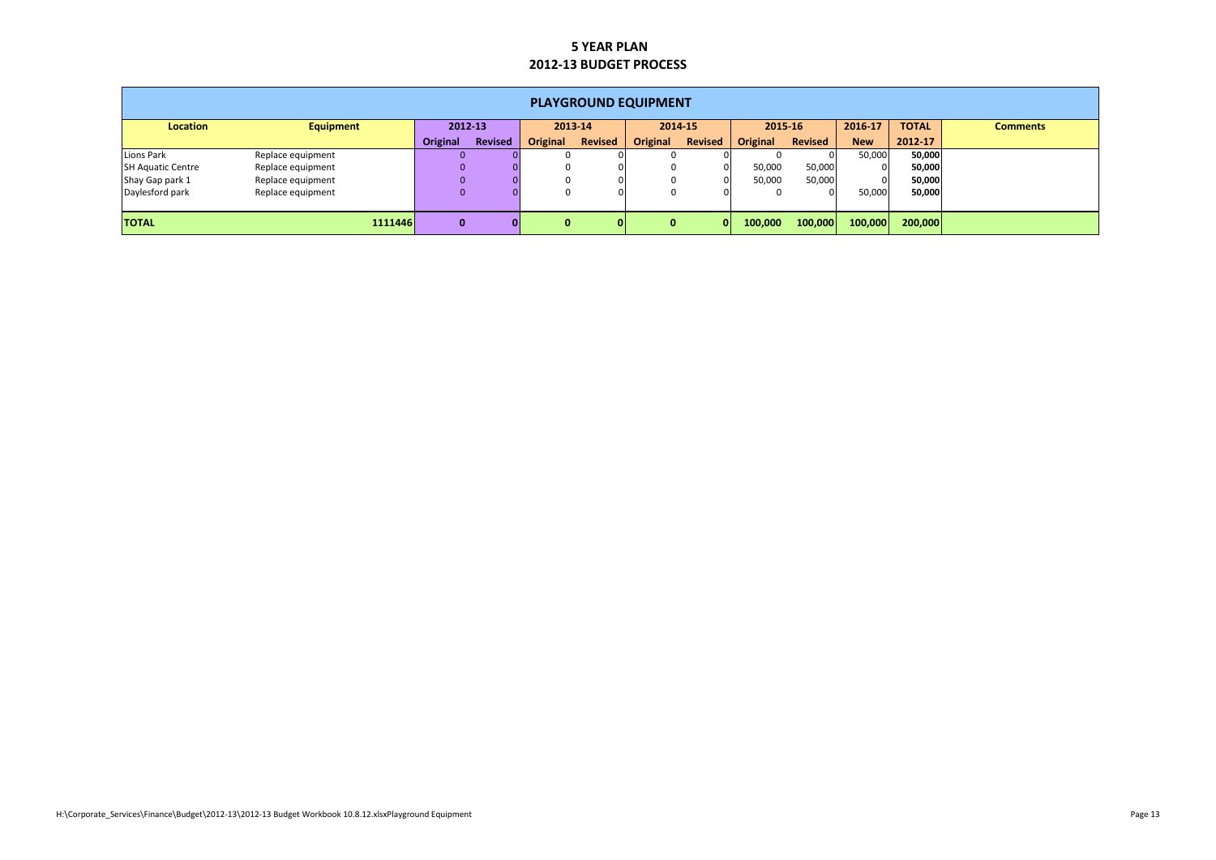# 5 YEAR PLAN
## 2012-13 BUDGET PROCESS

| PLAYGROUND EQUIPMENT | | | | | | | | | | | | |
|---|---|---|---|---|---|---|---|---|---|---|---|---|
| **Location** | **Equipment** | **2012-13** | | **2013-14** | | **2014-15** | | **2015-16** | | **2016-17** | **TOTAL** | **Comments** |
| | | **Original** | **Revised** | **Original** | **Revised** | **Original** | **Revised** | **Original** | **Revised** | **New** | **2012-17** | |
| Lions Park | Replace equipment | 0 | 0 | 0 | 0 | 0 | 0 | 0 | 0 | 50,000 | **50,000** | |
| SH Aquatic Centre | Replace equipment | 0 | 0 | 0 | 0 | 0 | 0 | 50,000 | 50,000 | 0 | **50,000** | |
| Shay Gap park 1 | Replace equipment | 0 | 0 | 0 | 0 | 0 | 0 | 50,000 | 50,000 | 0 | **50,000** | |
| Daylesford park | Replace equipment | 0 | 0 | 0 | 0 | 0 | 0 | 0 | 0 | 50,000 | **50,000** | |
| **TOTAL** | **1111446** | **0** | **0** | **0** | **0** | **0** | **0** | **100,000** | **100,000** | **100,000** | **200,000** | |

H:\Corporate_Services\Finance\Budget\2012-13\2012-13 Budget Workbook 10.8.12.xlsxPlayground Equipment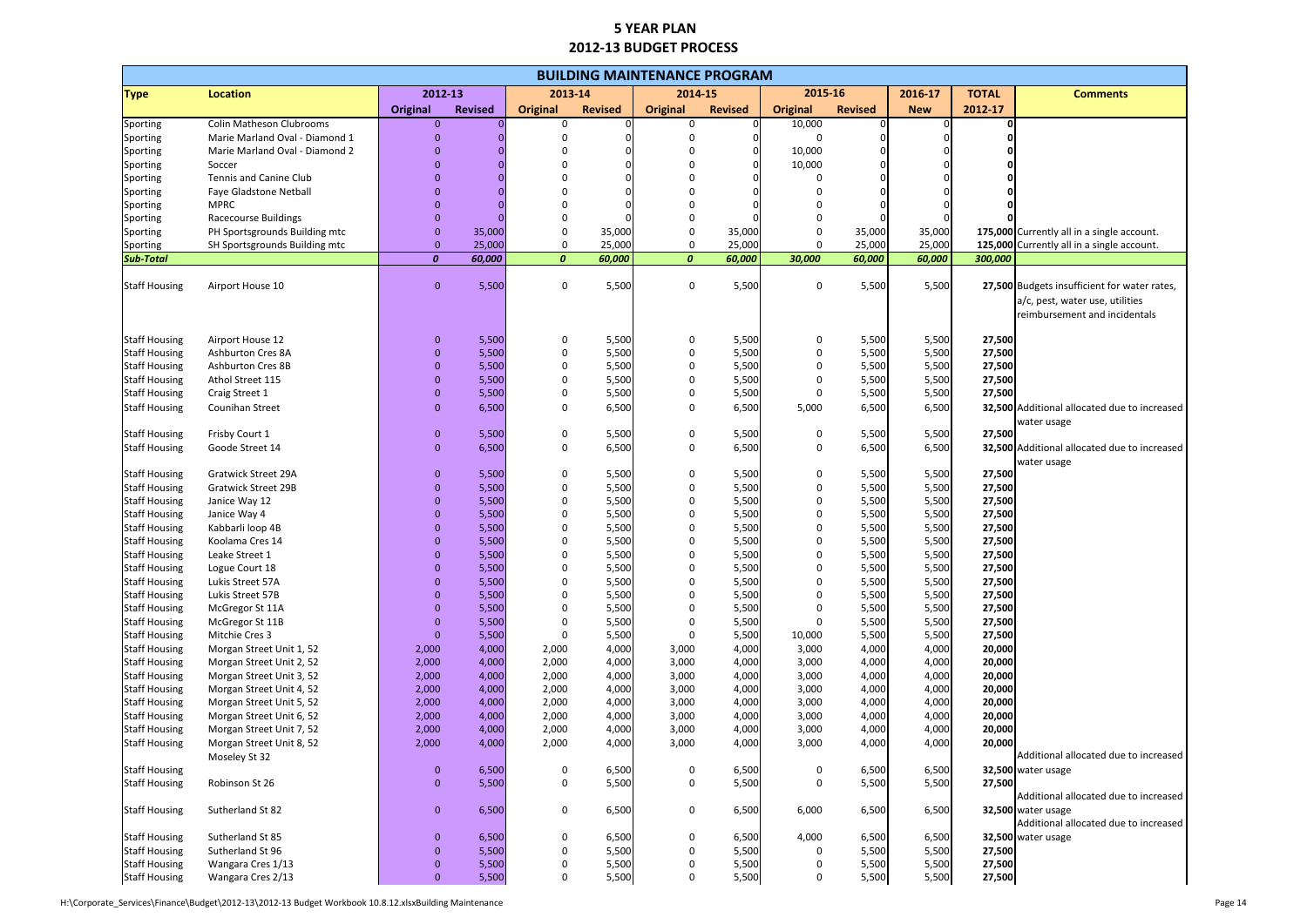# 5 YEAR PLAN

# 2012-13 BUDGET PROCESS

## BUILDING MAINTENANCE PROGRAM

| Type | Location | 2012-13 | | 2013-14 | | 2014-15 | | 2015-16 | | 2016-17 | TOTAL | Comments |
|---|---|---|---|---|---|---|---|---|---|---|---|---|
| | | Original | Revised | Original | Revised | Original | Revised | Original | Revised | New | 2012-17 | |
| Sporting | Colin Matheson Clubrooms | 0 | 0 | 0 | 0 | 0 | 0 | 10,000 | 0 | 0 | 0 | |
| Sporting | Marie Marland Oval - Diamond 1 | 0 | 0 | 0 | 0 | 0 | 0 | 0 | 0 | 0 | 0 | |
| Sporting | Marie Marland Oval - Diamond 2 | 0 | 0 | 0 | 0 | 0 | 0 | 10,000 | 0 | 0 | 0 | |
| Sporting | Soccer | 0 | 0 | 0 | 0 | 0 | 0 | 10,000 | 0 | 0 | 0 | |
| Sporting | Tennis and Canine Club | 0 | 0 | 0 | 0 | 0 | 0 | 0 | 0 | 0 | 0 | |
| Sporting | Faye Gladstone Netball | 0 | 0 | 0 | 0 | 0 | 0 | 0 | 0 | 0 | 0 | |
| Sporting | MPRC | 0 | 0 | 0 | 0 | 0 | 0 | 0 | 0 | 0 | 0 | |
| Sporting | Racecourse Buildings | 0 | 0 | 0 | 0 | 0 | 0 | 0 | 0 | 0 | 0 | |
| Sporting | PH Sportsgrounds Building mtc | 0 | 35,000 | 0 | 35,000 | 0 | 35,000 | 0 | 35,000 | 35,000 | 175,000 | Currently all in a single account. |
| Sporting | SH Sportsgrounds Building mtc | 0 | 25,000 | 0 | 25,000 | 0 | 25,000 | 0 | 25,000 | 25,000 | 125,000 | Currently all in a single account. |
| ***Sub-Total*** | | ***0*** | ***60,000*** | ***0*** | ***60,000*** | ***0*** | ***60,000*** | ***30,000*** | ***60,000*** | ***60,000*** | ***300,000*** | |
| Staff Housing | Airport House 10 | 0 | 5,500 | 0 | 5,500 | 0 | 5,500 | 0 | 5,500 | 5,500 | 27,500 | Budgets insufficient for water rates, a/c, pest, water use, utilities reimbursement and incidentals |
| Staff Housing | Airport House 12 | 0 | 5,500 | 0 | 5,500 | 0 | 5,500 | 0 | 5,500 | 5,500 | 27,500 | |
| Staff Housing | Ashburton Cres 8A | 0 | 5,500 | 0 | 5,500 | 0 | 5,500 | 0 | 5,500 | 5,500 | 27,500 | |
| Staff Housing | Ashburton Cres 8B | 0 | 5,500 | 0 | 5,500 | 0 | 5,500 | 0 | 5,500 | 5,500 | 27,500 | |
| Staff Housing | Athol Street 115 | 0 | 5,500 | 0 | 5,500 | 0 | 5,500 | 0 | 5,500 | 5,500 | 27,500 | |
| Staff Housing | Craig Street 1 | 0 | 5,500 | 0 | 5,500 | 0 | 5,500 | 0 | 5,500 | 5,500 | 27,500 | |
| Staff Housing | Counihan Street | 0 | 6,500 | 0 | 6,500 | 0 | 6,500 | 5,000 | 6,500 | 6,500 | 32,500 | Additional allocated due to increased water usage |
| Staff Housing | Frisby Court 1 | 0 | 5,500 | 0 | 5,500 | 0 | 5,500 | 0 | 5,500 | 5,500 | 27,500 | |
| Staff Housing | Goode Street 14 | 0 | 6,500 | 0 | 6,500 | 0 | 6,500 | 0 | 6,500 | 6,500 | 32,500 | Additional allocated due to increased water usage |
| Staff Housing | Gratwick Street 29A | 0 | 5,500 | 0 | 5,500 | 0 | 5,500 | 0 | 5,500 | 5,500 | 27,500 | |
| Staff Housing | Gratwick Street 29B | 0 | 5,500 | 0 | 5,500 | 0 | 5,500 | 0 | 5,500 | 5,500 | 27,500 | |
| Staff Housing | Janice Way 12 | 0 | 5,500 | 0 | 5,500 | 0 | 5,500 | 0 | 5,500 | 5,500 | 27,500 | |
| Staff Housing | Janice Way 4 | 0 | 5,500 | 0 | 5,500 | 0 | 5,500 | 0 | 5,500 | 5,500 | 27,500 | |
| Staff Housing | Kabbarli loop 4B | 0 | 5,500 | 0 | 5,500 | 0 | 5,500 | 0 | 5,500 | 5,500 | 27,500 | |
| Staff Housing | Koolama Cres 14 | 0 | 5,500 | 0 | 5,500 | 0 | 5,500 | 0 | 5,500 | 5,500 | 27,500 | |
| Staff Housing | Leake Street 1 | 0 | 5,500 | 0 | 5,500 | 0 | 5,500 | 0 | 5,500 | 5,500 | 27,500 | |
| Staff Housing | Logue Court 18 | 0 | 5,500 | 0 | 5,500 | 0 | 5,500 | 0 | 5,500 | 5,500 | 27,500 | |
| Staff Housing | Lukis Street 57A | 0 | 5,500 | 0 | 5,500 | 0 | 5,500 | 0 | 5,500 | 5,500 | 27,500 | |
| Staff Housing | Lukis Street 57B | 0 | 5,500 | 0 | 5,500 | 0 | 5,500 | 0 | 5,500 | 5,500 | 27,500 | |
| Staff Housing | McGregor St 11A | 0 | 5,500 | 0 | 5,500 | 0 | 5,500 | 0 | 5,500 | 5,500 | 27,500 | |
| Staff Housing | McGregor St 11B | 0 | 5,500 | 0 | 5,500 | 0 | 5,500 | 0 | 5,500 | 5,500 | 27,500 | |
| Staff Housing | Mitchie Cres 3 | 0 | 5,500 | 0 | 5,500 | 0 | 5,500 | 10,000 | 5,500 | 5,500 | 27,500 | |
| Staff Housing | Morgan Street Unit 1, 52 | 2,000 | 4,000 | 2,000 | 4,000 | 3,000 | 4,000 | 3,000 | 4,000 | 4,000 | 20,000 | |
| Staff Housing | Morgan Street Unit 2, 52 | 2,000 | 4,000 | 2,000 | 4,000 | 3,000 | 4,000 | 3,000 | 4,000 | 4,000 | 20,000 | |
| Staff Housing | Morgan Street Unit 3, 52 | 2,000 | 4,000 | 2,000 | 4,000 | 3,000 | 4,000 | 3,000 | 4,000 | 4,000 | 20,000 | |
| Staff Housing | Morgan Street Unit 4, 52 | 2,000 | 4,000 | 2,000 | 4,000 | 3,000 | 4,000 | 3,000 | 4,000 | 4,000 | 20,000 | |
| Staff Housing | Morgan Street Unit 5, 52 | 2,000 | 4,000 | 2,000 | 4,000 | 3,000 | 4,000 | 3,000 | 4,000 | 4,000 | 20,000 | |
| Staff Housing | Morgan Street Unit 6, 52 | 2,000 | 4,000 | 2,000 | 4,000 | 3,000 | 4,000 | 3,000 | 4,000 | 4,000 | 20,000 | |
| Staff Housing | Morgan Street Unit 7, 52 | 2,000 | 4,000 | 2,000 | 4,000 | 3,000 | 4,000 | 3,000 | 4,000 | 4,000 | 20,000 | |
| Staff Housing | Morgan Street Unit 8, 52 | 2,000 | 4,000 | 2,000 | 4,000 | 3,000 | 4,000 | 3,000 | 4,000 | 4,000 | 20,000 | |
| Staff Housing | Moseley St 32 | 0 | 6,500 | 0 | 6,500 | 0 | 6,500 | 0 | 6,500 | 6,500 | 32,500 | Additional allocated due to increased water usage |
| Staff Housing | Robinson St 26 | 0 | 5,500 | 0 | 5,500 | 0 | 5,500 | 0 | 5,500 | 5,500 | 27,500 | |
| Staff Housing | Sutherland St 82 | 0 | 6,500 | 0 | 6,500 | 0 | 6,500 | 6,000 | 6,500 | 6,500 | 32,500 | Additional allocated due to increased water usage |
| Staff Housing | Sutherland St 85 | 0 | 6,500 | 0 | 6,500 | 0 | 6,500 | 4,000 | 6,500 | 6,500 | 32,500 | Additional allocated due to increased water usage |
| Staff Housing | Sutherland St 96 | 0 | 5,500 | 0 | 5,500 | 0 | 5,500 | 0 | 5,500 | 5,500 | 27,500 | |
| Staff Housing | Wangara Cres 1/13 | 0 | 5,500 | 0 | 5,500 | 0 | 5,500 | 0 | 5,500 | 5,500 | 27,500 | |
| Staff Housing | Wangara Cres 2/13 | 0 | 5,500 | 0 | 5,500 | 0 | 5,500 | 0 | 5,500 | 5,500 | 27,500 | |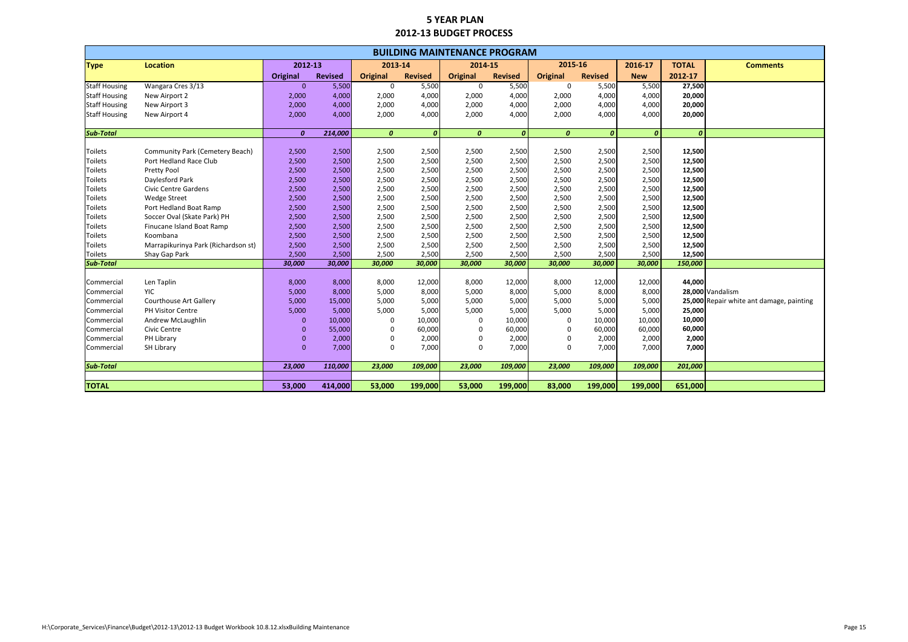# 5 YEAR PLAN

## 2012-13 BUDGET PROCESS

| BUILDING MAINTENANCE PROGRAM | | | | | | | | | | | | |
|---|---|---|---|---|---|---|---|---|---|---|---|---|
| **Type** | **Location** | **2012-13** | | **2013-14** | | **2014-15** | | **2015-16** | | **2016-17** | **TOTAL** | **Comments** |
| | | **Original** | **Revised** | **Original** | **Revised** | **Original** | **Revised** | **Original** | **Revised** | **New** | **2012-17** | |
| Staff Housing | Wangara Cres 3/13 | 0 | 5,500 | 0 | 5,500 | 0 | 5,500 | 0 | 5,500 | 5,500 | **27,500** | |
| Staff Housing | New Airport 2 | 2,000 | 4,000 | 2,000 | 4,000 | 2,000 | 4,000 | 2,000 | 4,000 | 4,000 | **20,000** | |
| Staff Housing | New Airport 3 | 2,000 | 4,000 | 2,000 | 4,000 | 2,000 | 4,000 | 2,000 | 4,000 | 4,000 | **20,000** | |
| Staff Housing | New Airport 4 | 2,000 | 4,000 | 2,000 | 4,000 | 2,000 | 4,000 | 2,000 | 4,000 | 4,000 | **20,000** | |
| ***Sub-Total*** | | ***0*** | ***214,000*** | ***0*** | ***0*** | ***0*** | ***0*** | ***0*** | ***0*** | ***0*** | ***0*** | |
| Toilets | Community Park (Cemetery Beach) | 2,500 | 2,500 | 2,500 | 2,500 | 2,500 | 2,500 | 2,500 | 2,500 | 2,500 | **12,500** | |
| Toilets | Port Hedland Race Club | 2,500 | 2,500 | 2,500 | 2,500 | 2,500 | 2,500 | 2,500 | 2,500 | 2,500 | **12,500** | |
| Toilets | Pretty Pool | 2,500 | 2,500 | 2,500 | 2,500 | 2,500 | 2,500 | 2,500 | 2,500 | 2,500 | **12,500** | |
| Toilets | Daylesford Park | 2,500 | 2,500 | 2,500 | 2,500 | 2,500 | 2,500 | 2,500 | 2,500 | 2,500 | **12,500** | |
| Toilets | Civic Centre Gardens | 2,500 | 2,500 | 2,500 | 2,500 | 2,500 | 2,500 | 2,500 | 2,500 | 2,500 | **12,500** | |
| Toilets | Wedge Street | 2,500 | 2,500 | 2,500 | 2,500 | 2,500 | 2,500 | 2,500 | 2,500 | 2,500 | **12,500** | |
| Toilets | Port Hedland Boat Ramp | 2,500 | 2,500 | 2,500 | 2,500 | 2,500 | 2,500 | 2,500 | 2,500 | 2,500 | **12,500** | |
| Toilets | Soccer Oval (Skate Park) PH | 2,500 | 2,500 | 2,500 | 2,500 | 2,500 | 2,500 | 2,500 | 2,500 | 2,500 | **12,500** | |
| Toilets | Finucane Island Boat Ramp | 2,500 | 2,500 | 2,500 | 2,500 | 2,500 | 2,500 | 2,500 | 2,500 | 2,500 | **12,500** | |
| Toilets | Koombana | 2,500 | 2,500 | 2,500 | 2,500 | 2,500 | 2,500 | 2,500 | 2,500 | 2,500 | **12,500** | |
| Toilets | Marrapikurinya Park (Richardson st) | 2,500 | 2,500 | 2,500 | 2,500 | 2,500 | 2,500 | 2,500 | 2,500 | 2,500 | **12,500** | |
| Toilets | Shay Gap Park | 2,500 | 2,500 | 2,500 | 2,500 | 2,500 | 2,500 | 2,500 | 2,500 | 2,500 | **12,500** | |
| ***Sub-Total*** | | ***30,000*** | ***30,000*** | ***30,000*** | ***30,000*** | ***30,000*** | ***30,000*** | ***30,000*** | ***30,000*** | ***30,000*** | ***150,000*** | |
| Commercial | Len Taplin | 8,000 | 8,000 | 8,000 | 12,000 | 8,000 | 12,000 | 8,000 | 12,000 | 12,000 | **44,000** | |
| Commercial | YIC | 5,000 | 8,000 | 5,000 | 8,000 | 5,000 | 8,000 | 5,000 | 8,000 | 8,000 | **28,000** | Vandalism |
| Commercial | Courthouse Art Gallery | 5,000 | 15,000 | 5,000 | 5,000 | 5,000 | 5,000 | 5,000 | 5,000 | 5,000 | **25,000** | Repair white ant damage, painting |
| Commercial | PH Visitor Centre | 5,000 | 5,000 | 5,000 | 5,000 | 5,000 | 5,000 | 5,000 | 5,000 | 5,000 | **25,000** | |
| Commercial | Andrew McLaughlin | 0 | 10,000 | 0 | 10,000 | 0 | 10,000 | 0 | 10,000 | 10,000 | **10,000** | |
| Commercial | Civic Centre | 0 | 55,000 | 0 | 60,000 | 0 | 60,000 | 0 | 60,000 | 60,000 | **60,000** | |
| Commercial | PH Library | 0 | 2,000 | 0 | 2,000 | 0 | 2,000 | 0 | 2,000 | 2,000 | **2,000** | |
| Commercial | SH Library | 0 | 7,000 | 0 | 7,000 | 0 | 7,000 | 0 | 7,000 | 7,000 | **7,000** | |
| ***Sub-Total*** | | ***23,000*** | ***110,000*** | ***23,000*** | ***109,000*** | ***23,000*** | ***109,000*** | ***23,000*** | ***109,000*** | ***109,000*** | ***201,000*** | |
| **TOTAL** | | **53,000** | **414,000** | **53,000** | **199,000** | **53,000** | **199,000** | **83,000** | **199,000** | **199,000** | **651,000** | |

H:\Corporate_Services\Finance\Budget\2012-13\2012-13 Budget Workbook 10.8.12.xlsxBuilding Maintenance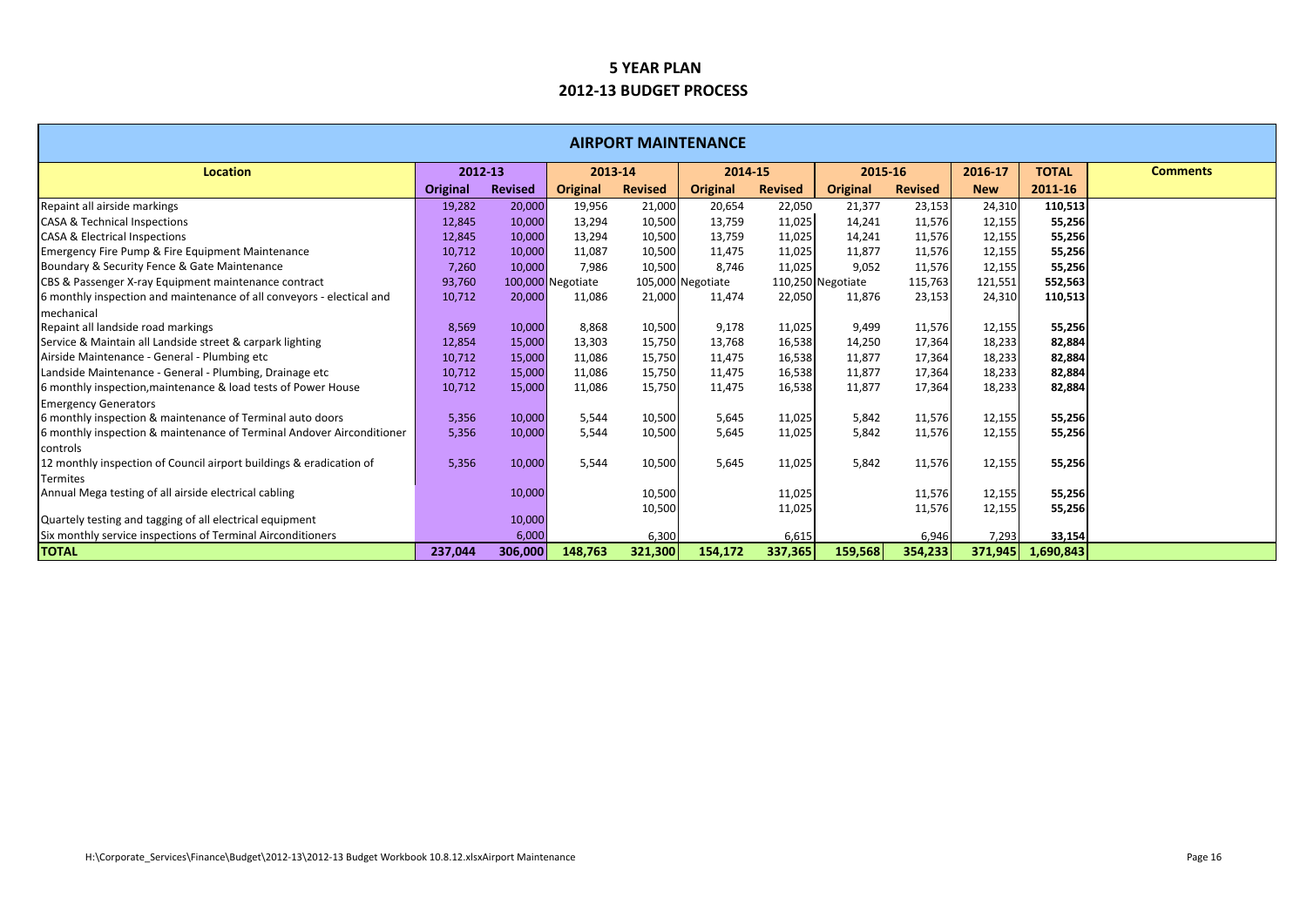# 5 YEAR PLAN

# 2012-13 BUDGET PROCESS

| AIRPORT MAINTENANCE | | | | | | | | | | | |
|---|---|---|---|---|---|---|---|---|---|---|---|
| **Location** | **2012-13** | | **2013-14** | | **2014-15** | | **2015-16** | | **2016-17** | **TOTAL** | **Comments** |
| | **Original** | **Revised** | **Original** | **Revised** | **Original** | **Revised** | **Original** | **Revised** | **New** | **2011-16** | |
| Repaint all airside markings | 19,282 | 20,000 | 19,956 | 21,000 | 20,654 | 22,050 | 21,377 | 23,153 | 24,310 | **110,513** | |
| CASA & Technical Inspections | 12,845 | 10,000 | 13,294 | 10,500 | 13,759 | 11,025 | 14,241 | 11,576 | 12,155 | **55,256** | |
| CASA & Electrical Inspections | 12,845 | 10,000 | 13,294 | 10,500 | 13,759 | 11,025 | 14,241 | 11,576 | 12,155 | **55,256** | |
| Emergency Fire Pump & Fire Equipment Maintenance | 10,712 | 10,000 | 11,087 | 10,500 | 11,475 | 11,025 | 11,877 | 11,576 | 12,155 | **55,256** | |
| Boundary & Security Fence & Gate Maintenance | 7,260 | 10,000 | 7,986 | 10,500 | 8,746 | 11,025 | 9,052 | 11,576 | 12,155 | **55,256** | |
| CBS & Passenger X-ray Equipment maintenance contract | 93,760 | 100,000 | Negotiate | 105,000 | Negotiate | 110,250 | Negotiate | 115,763 | 121,551 | **552,563** | |
| 6 monthly inspection and maintenance of all conveyors - electical and mechanical | 10,712 | 20,000 | 11,086 | 21,000 | 11,474 | 22,050 | 11,876 | 23,153 | 24,310 | **110,513** | |
| Repaint all landside road markings | 8,569 | 10,000 | 8,868 | 10,500 | 9,178 | 11,025 | 9,499 | 11,576 | 12,155 | **55,256** | |
| Service & Maintain all Landside street & carpark lighting | 12,854 | 15,000 | 13,303 | 15,750 | 13,768 | 16,538 | 14,250 | 17,364 | 18,233 | **82,884** | |
| Airside Maintenance - General - Plumbing etc | 10,712 | 15,000 | 11,086 | 15,750 | 11,475 | 16,538 | 11,877 | 17,364 | 18,233 | **82,884** | |
| Landside Maintenance - General - Plumbing, Drainage etc | 10,712 | 15,000 | 11,086 | 15,750 | 11,475 | 16,538 | 11,877 | 17,364 | 18,233 | **82,884** | |
| 6 monthly inspection,maintenance & load tests of Power House Emergency Generators | 10,712 | 15,000 | 11,086 | 15,750 | 11,475 | 16,538 | 11,877 | 17,364 | 18,233 | **82,884** | |
| 6 monthly inspection & maintenance of Terminal auto doors | 5,356 | 10,000 | 5,544 | 10,500 | 5,645 | 11,025 | 5,842 | 11,576 | 12,155 | **55,256** | |
| 6 monthly inspection & maintenance of Terminal Andover Airconditioner controls | 5,356 | 10,000 | 5,544 | 10,500 | 5,645 | 11,025 | 5,842 | 11,576 | 12,155 | **55,256** | |
| 12 monthly inspection of Council airport buildings & eradication of Termites | 5,356 | 10,000 | 5,544 | 10,500 | 5,645 | 11,025 | 5,842 | 11,576 | 12,155 | **55,256** | |
| Annual Mega testing of all airside electrical cabling | | 10,000 | | 10,500 | | 11,025 | | 11,576 | 12,155 | **55,256** | |
| | | | | 10,500 | | 11,025 | | 11,576 | 12,155 | **55,256** | |
| Quartely testing and tagging of all electrical equipment | | 10,000 | | | | | | | | | |
| Six monthly service inspections of Terminal Airconditioners | | 6,000 | | 6,300 | | 6,615 | | 6,946 | 7,293 | **33,154** | |
| **TOTAL** | **237,044** | **306,000** | **148,763** | **321,300** | **154,172** | **337,365** | **159,568** | **354,233** | **371,945** | **1,690,843** | |